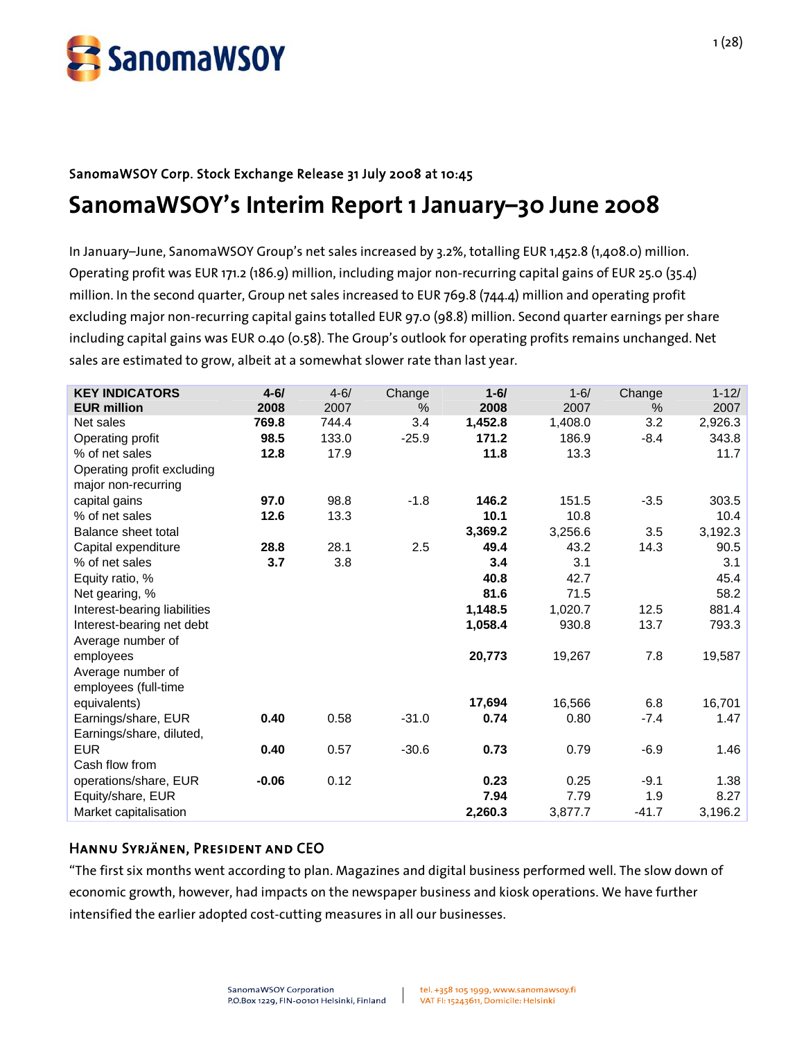SanomaWSOY

**SanomaWSOY Corp. Stock Exchange Release 31 July 2008 at 10:45**

# SanomaWSOY's Interim Report 1 January–30 June 2008

In January–June, SanomaWSOY Group's net sales increased by 3.2%, totalling EUR 1,452.8 (1,408.0) million. Operating profit was EUR 171.2 (186.9) million, including major non-recurring capital gains of EUR 25.0 (35.4) million. In the second quarter, Group net sales increased to EUR 769.8 (744.4) million and operating profit excluding major non-recurring capital gains totalled EUR 97.0 (98.8) million. Second quarter earnings per share including capital gains was EUR 0.40 (0.58). The Group's outlook for operating profits remains unchanged. Net sales are estimated to grow, albeit at a somewhat slower rate than last year.

| **KEY INDICATORS EUR million** | **4-6/ 2008** | 4-6/ 2007 | Change % | **1-6/ 2008** | 1-6/ 2007 | Change % | 1-12/ 2007 |
|---|---|---|---|---|---|---|---|
| Net sales | **769.8** | 744.4 | 3.4 | **1,452.8** | 1,408.0 | 3.2 | 2,926.3 |
| Operating profit | **98.5** | 133.0 | -25.9 | **171.2** | 186.9 | -8.4 | 343.8 |
| % of net sales | **12.8** | 17.9 | | **11.8** | 13.3 | | 11.7 |
| Operating profit excluding major non-recurring capital gains | **97.0** | 98.8 | -1.8 | **146.2** | 151.5 | -3.5 | 303.5 |
| % of net sales | **12.6** | 13.3 | | **10.1** | 10.8 | | 10.4 |
| Balance sheet total | | | | **3,369.2** | 3,256.6 | 3.5 | 3,192.3 |
| Capital expenditure | **28.8** | 28.1 | 2.5 | **49.4** | 43.2 | 14.3 | 90.5 |
| % of net sales | **3.7** | 3.8 | | **3.4** | 3.1 | | 3.1 |
| Equity ratio, % | | | | **40.8** | 42.7 | | 45.4 |
| Net gearing, % | | | | **81.6** | 71.5 | | 58.2 |
| Interest-bearing liabilities | | | | **1,148.5** | 1,020.7 | 12.5 | 881.4 |
| Interest-bearing net debt | | | | **1,058.4** | 930.8 | 13.7 | 793.3 |
| Average number of employees | | | | **20,773** | 19,267 | 7.8 | 19,587 |
| Average number of employees (full-time equivalents) | | | | **17,694** | 16,566 | 6.8 | 16,701 |
| Earnings/share, EUR | **0.40** | 0.58 | -31.0 | **0.74** | 0.80 | -7.4 | 1.47 |
| Earnings/share, diluted, EUR | **0.40** | 0.57 | -30.6 | **0.73** | 0.79 | -6.9 | 1.46 |
| Cash flow from operations/share, EUR | **-0.06** | 0.12 | | **0.23** | 0.25 | -9.1 | 1.38 |
| Equity/share, EUR | | | | **7.94** | 7.79 | 1.9 | 8.27 |
| Market capitalisation | | | | **2,260.3** | 3,877.7 | -41.7 | 3,196.2 |

## Hannu Syrjänen, President and CEO

"The first six months went according to plan. Magazines and digital business performed well. The slow down of economic growth, however, had impacts on the newspaper business and kiosk operations. We have further intensified the earlier adopted cost-cutting measures in all our businesses.

SanomaWSOY Corporation
P.O.Box 1229, FIN-00101 Helsinki, Finland
tel. +358 105 1999, www.sanomawsoy.fi
VAT FI: 15243611, Domicile: Helsinki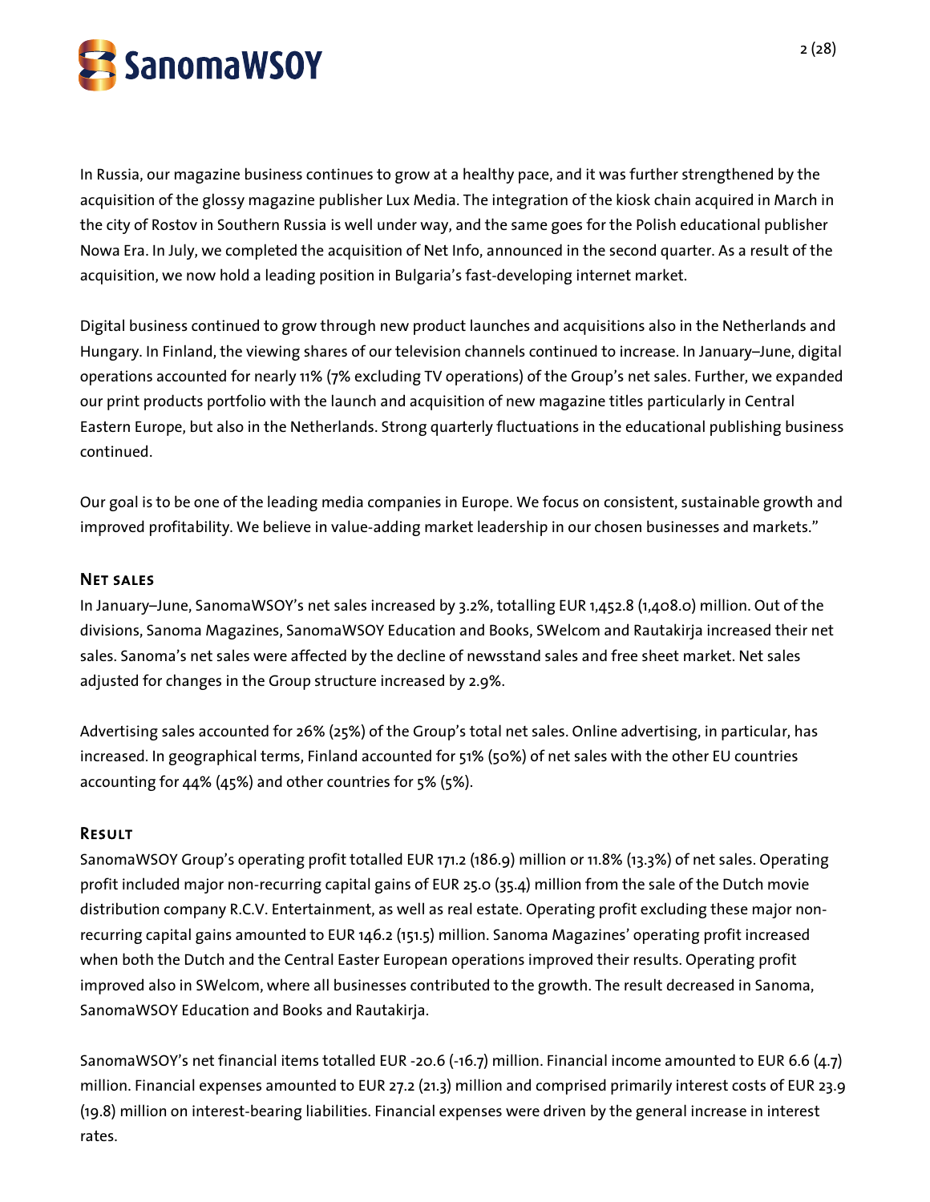In Russia, our magazine business continues to grow at a healthy pace, and it was further strengthened by the acquisition of the glossy magazine publisher Lux Media. The integration of the kiosk chain acquired in March in the city of Rostov in Southern Russia is well under way, and the same goes for the Polish educational publisher Nowa Era. In July, we completed the acquisition of Net Info, announced in the second quarter. As a result of the acquisition, we now hold a leading position in Bulgaria's fast-developing internet market.

Digital business continued to grow through new product launches and acquisitions also in the Netherlands and Hungary. In Finland, the viewing shares of our television channels continued to increase. In January–June, digital operations accounted for nearly 11% (7% excluding TV operations) of the Group's net sales. Further, we expanded our print products portfolio with the launch and acquisition of new magazine titles particularly in Central Eastern Europe, but also in the Netherlands. Strong quarterly fluctuations in the educational publishing business continued.

Our goal is to be one of the leading media companies in Europe. We focus on consistent, sustainable growth and improved profitability. We believe in value-adding market leadership in our chosen businesses and markets."

## Net sales

In January–June, SanomaWSOY's net sales increased by 3.2%, totalling EUR 1,452.8 (1,408.0) million. Out of the divisions, Sanoma Magazines, SanomaWSOY Education and Books, SWelcom and Rautakirja increased their net sales. Sanoma's net sales were affected by the decline of newsstand sales and free sheet market. Net sales adjusted for changes in the Group structure increased by 2.9%.

Advertising sales accounted for 26% (25%) of the Group's total net sales. Online advertising, in particular, has increased. In geographical terms, Finland accounted for 51% (50%) of net sales with the other EU countries accounting for 44% (45%) and other countries for 5% (5%).

## Result

SanomaWSOY Group's operating profit totalled EUR 171.2 (186.9) million or 11.8% (13.3%) of net sales. Operating profit included major non-recurring capital gains of EUR 25.0 (35.4) million from the sale of the Dutch movie distribution company R.C.V. Entertainment, as well as real estate. Operating profit excluding these major non-recurring capital gains amounted to EUR 146.2 (151.5) million. Sanoma Magazines' operating profit increased when both the Dutch and the Central Easter European operations improved their results. Operating profit improved also in SWelcom, where all businesses contributed to the growth. The result decreased in Sanoma, SanomaWSOY Education and Books and Rautakirja.

SanomaWSOY's net financial items totalled EUR -20.6 (-16.7) million. Financial income amounted to EUR 6.6 (4.7) million. Financial expenses amounted to EUR 27.2 (21.3) million and comprised primarily interest costs of EUR 23.9 (19.8) million on interest-bearing liabilities. Financial expenses were driven by the general increase in interest rates.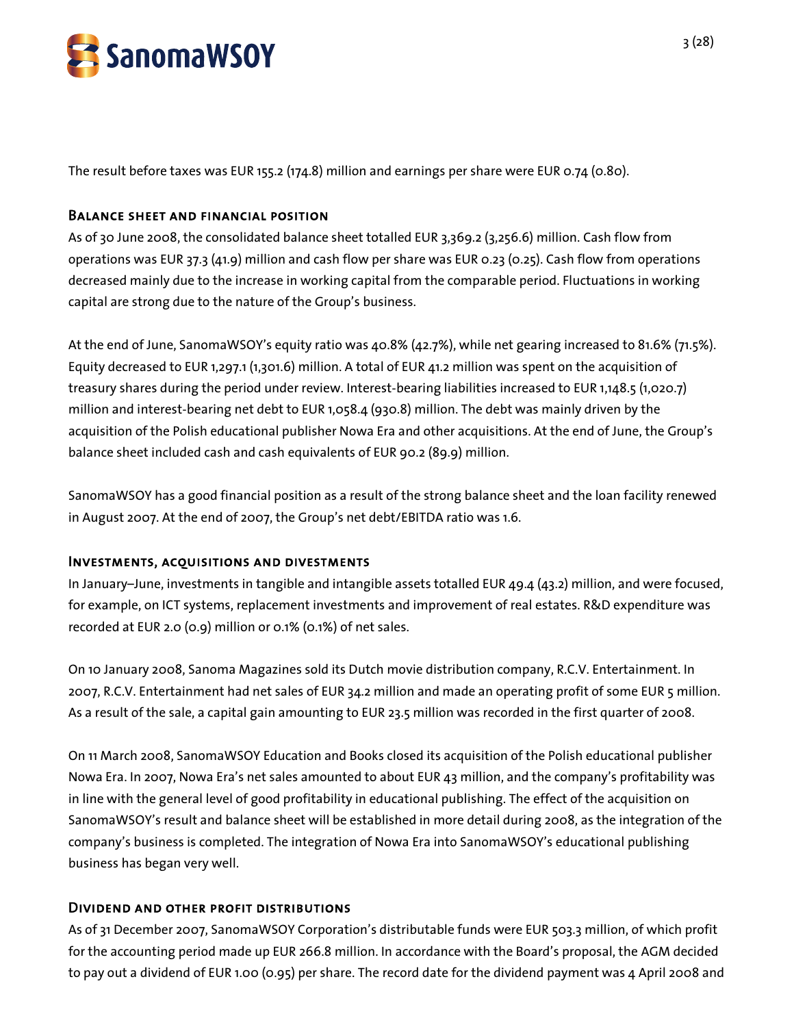The result before taxes was EUR 155.2 (174.8) million and earnings per share were EUR 0.74 (0.80).

## Balance sheet and financial position

As of 30 June 2008, the consolidated balance sheet totalled EUR 3,369.2 (3,256.6) million. Cash flow from operations was EUR 37.3 (41.9) million and cash flow per share was EUR 0.23 (0.25). Cash flow from operations decreased mainly due to the increase in working capital from the comparable period. Fluctuations in working capital are strong due to the nature of the Group's business.

At the end of June, SanomaWSOY's equity ratio was 40.8% (42.7%), while net gearing increased to 81.6% (71.5%). Equity decreased to EUR 1,297.1 (1,301.6) million. A total of EUR 41.2 million was spent on the acquisition of treasury shares during the period under review. Interest-bearing liabilities increased to EUR 1,148.5 (1,020.7) million and interest-bearing net debt to EUR 1,058.4 (930.8) million. The debt was mainly driven by the acquisition of the Polish educational publisher Nowa Era and other acquisitions. At the end of June, the Group's balance sheet included cash and cash equivalents of EUR 90.2 (89.9) million.

SanomaWSOY has a good financial position as a result of the strong balance sheet and the loan facility renewed in August 2007. At the end of 2007, the Group's net debt/EBITDA ratio was 1.6.

## Investments, acquisitions and divestments

In January–June, investments in tangible and intangible assets totalled EUR 49.4 (43.2) million, and were focused, for example, on ICT systems, replacement investments and improvement of real estates. R&D expenditure was recorded at EUR 2.0 (0.9) million or 0.1% (0.1%) of net sales.

On 10 January 2008, Sanoma Magazines sold its Dutch movie distribution company, R.C.V. Entertainment. In 2007, R.C.V. Entertainment had net sales of EUR 34.2 million and made an operating profit of some EUR 5 million. As a result of the sale, a capital gain amounting to EUR 23.5 million was recorded in the first quarter of 2008.

On 11 March 2008, SanomaWSOY Education and Books closed its acquisition of the Polish educational publisher Nowa Era. In 2007, Nowa Era's net sales amounted to about EUR 43 million, and the company's profitability was in line with the general level of good profitability in educational publishing. The effect of the acquisition on SanomaWSOY's result and balance sheet will be established in more detail during 2008, as the integration of the company's business is completed. The integration of Nowa Era into SanomaWSOY's educational publishing business has began very well.

## Dividend and other profit distributions

As of 31 December 2007, SanomaWSOY Corporation's distributable funds were EUR 503.3 million, of which profit for the accounting period made up EUR 266.8 million. In accordance with the Board's proposal, the AGM decided to pay out a dividend of EUR 1.00 (0.95) per share. The record date for the dividend payment was 4 April 2008 and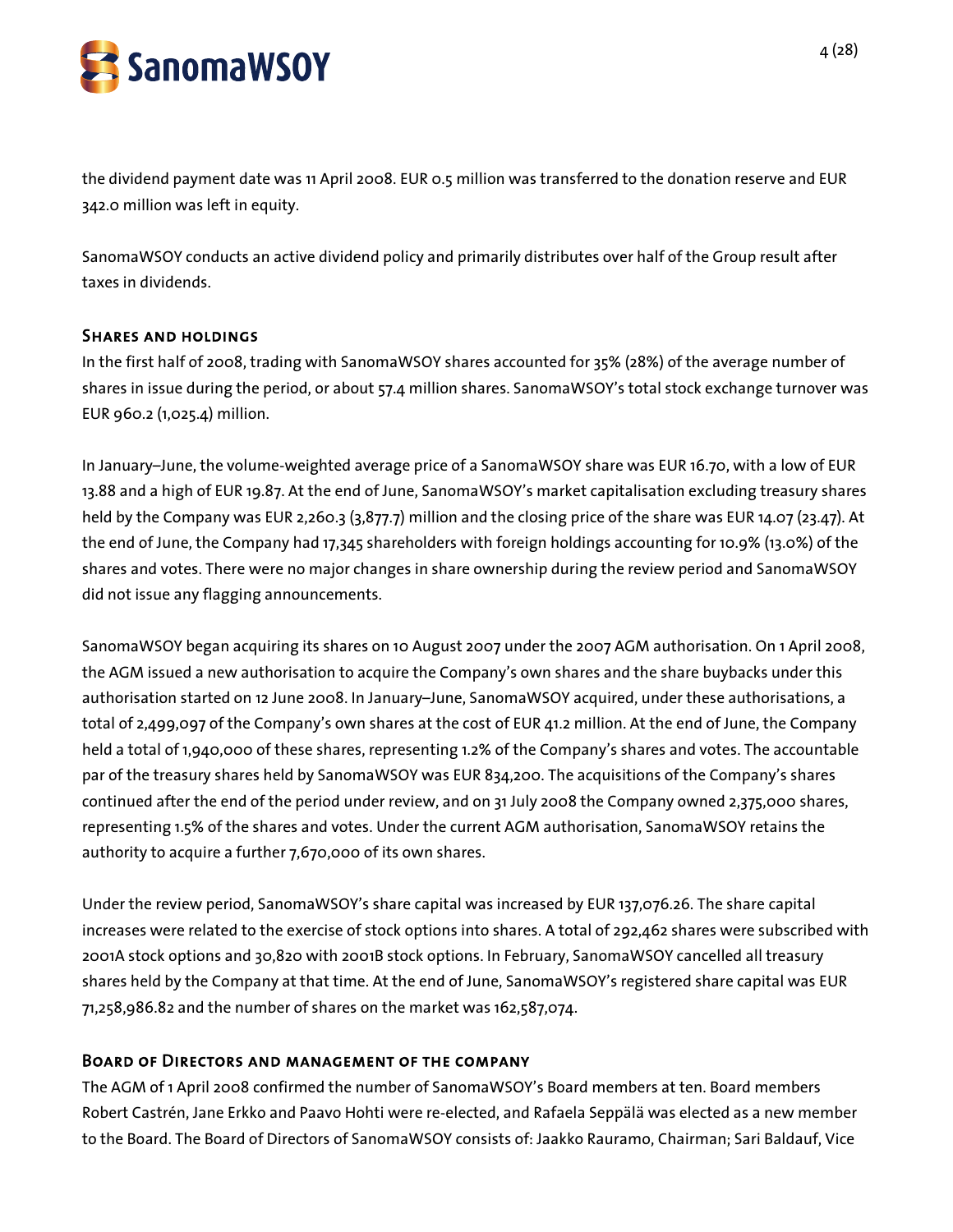the dividend payment date was 11 April 2008. EUR 0.5 million was transferred to the donation reserve and EUR 342.0 million was left in equity.

SanomaWSOY conducts an active dividend policy and primarily distributes over half of the Group result after taxes in dividends.

## Shares and holdings

In the first half of 2008, trading with SanomaWSOY shares accounted for 35% (28%) of the average number of shares in issue during the period, or about 57.4 million shares. SanomaWSOY's total stock exchange turnover was EUR 960.2 (1,025.4) million.

In January–June, the volume-weighted average price of a SanomaWSOY share was EUR 16.70, with a low of EUR 13.88 and a high of EUR 19.87. At the end of June, SanomaWSOY's market capitalisation excluding treasury shares held by the Company was EUR 2,260.3 (3,877.7) million and the closing price of the share was EUR 14.07 (23.47). At the end of June, the Company had 17,345 shareholders with foreign holdings accounting for 10.9% (13.0%) of the shares and votes. There were no major changes in share ownership during the review period and SanomaWSOY did not issue any flagging announcements.

SanomaWSOY began acquiring its shares on 10 August 2007 under the 2007 AGM authorisation. On 1 April 2008, the AGM issued a new authorisation to acquire the Company's own shares and the share buybacks under this authorisation started on 12 June 2008. In January–June, SanomaWSOY acquired, under these authorisations, a total of 2,499,097 of the Company's own shares at the cost of EUR 41.2 million. At the end of June, the Company held a total of 1,940,000 of these shares, representing 1.2% of the Company's shares and votes. The accountable par of the treasury shares held by SanomaWSOY was EUR 834,200. The acquisitions of the Company's shares continued after the end of the period under review, and on 31 July 2008 the Company owned 2,375,000 shares, representing 1.5% of the shares and votes. Under the current AGM authorisation, SanomaWSOY retains the authority to acquire a further 7,670,000 of its own shares.

Under the review period, SanomaWSOY's share capital was increased by EUR 137,076.26. The share capital increases were related to the exercise of stock options into shares. A total of 292,462 shares were subscribed with 2001A stock options and 30,820 with 2001B stock options. In February, SanomaWSOY cancelled all treasury shares held by the Company at that time. At the end of June, SanomaWSOY's registered share capital was EUR 71,258,986.82 and the number of shares on the market was 162,587,074.

## Board of Directors and management of the company

The AGM of 1 April 2008 confirmed the number of SanomaWSOY's Board members at ten. Board members Robert Castrén, Jane Erkko and Paavo Hohti were re-elected, and Rafaela Seppälä was elected as a new member to the Board. The Board of Directors of SanomaWSOY consists of: Jaakko Rauramo, Chairman; Sari Baldauf, Vice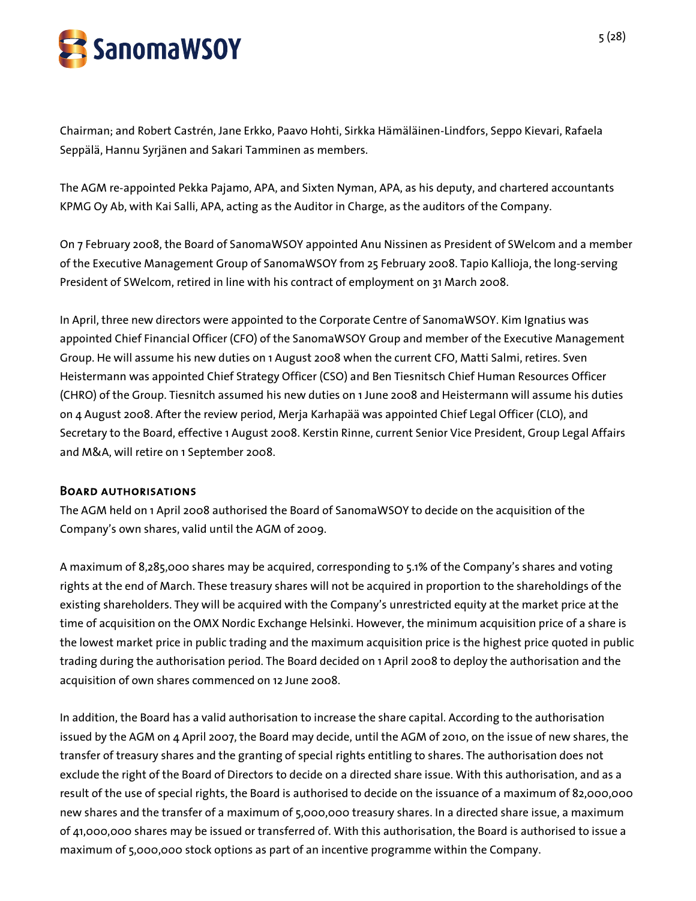Chairman; and Robert Castrén, Jane Erkko, Paavo Hohti, Sirkka Hämäläinen-Lindfors, Seppo Kievari, Rafaela Seppälä, Hannu Syrjänen and Sakari Tamminen as members.

The AGM re-appointed Pekka Pajamo, APA, and Sixten Nyman, APA, as his deputy, and chartered accountants KPMG Oy Ab, with Kai Salli, APA, acting as the Auditor in Charge, as the auditors of the Company.

On 7 February 2008, the Board of SanomaWSOY appointed Anu Nissinen as President of SWelcom and a member of the Executive Management Group of SanomaWSOY from 25 February 2008. Tapio Kallioja, the long-serving President of SWelcom, retired in line with his contract of employment on 31 March 2008.

In April, three new directors were appointed to the Corporate Centre of SanomaWSOY. Kim Ignatius was appointed Chief Financial Officer (CFO) of the SanomaWSOY Group and member of the Executive Management Group. He will assume his new duties on 1 August 2008 when the current CFO, Matti Salmi, retires. Sven Heistermann was appointed Chief Strategy Officer (CSO) and Ben Tiesnitsch Chief Human Resources Officer (CHRO) of the Group. Tiesnitch assumed his new duties on 1 June 2008 and Heistermann will assume his duties on 4 August 2008. After the review period, Merja Karhapää was appointed Chief Legal Officer (CLO), and Secretary to the Board, effective 1 August 2008. Kerstin Rinne, current Senior Vice President, Group Legal Affairs and M&A, will retire on 1 September 2008.

## Board authorisations

The AGM held on 1 April 2008 authorised the Board of SanomaWSOY to decide on the acquisition of the Company's own shares, valid until the AGM of 2009.

A maximum of 8,285,000 shares may be acquired, corresponding to 5.1% of the Company's shares and voting rights at the end of March. These treasury shares will not be acquired in proportion to the shareholdings of the existing shareholders. They will be acquired with the Company's unrestricted equity at the market price at the time of acquisition on the OMX Nordic Exchange Helsinki. However, the minimum acquisition price of a share is the lowest market price in public trading and the maximum acquisition price is the highest price quoted in public trading during the authorisation period. The Board decided on 1 April 2008 to deploy the authorisation and the acquisition of own shares commenced on 12 June 2008.

In addition, the Board has a valid authorisation to increase the share capital. According to the authorisation issued by the AGM on 4 April 2007, the Board may decide, until the AGM of 2010, on the issue of new shares, the transfer of treasury shares and the granting of special rights entitling to shares. The authorisation does not exclude the right of the Board of Directors to decide on a directed share issue. With this authorisation, and as a result of the use of special rights, the Board is authorised to decide on the issuance of a maximum of 82,000,000 new shares and the transfer of a maximum of 5,000,000 treasury shares. In a directed share issue, a maximum of 41,000,000 shares may be issued or transferred of. With this authorisation, the Board is authorised to issue a maximum of 5,000,000 stock options as part of an incentive programme within the Company.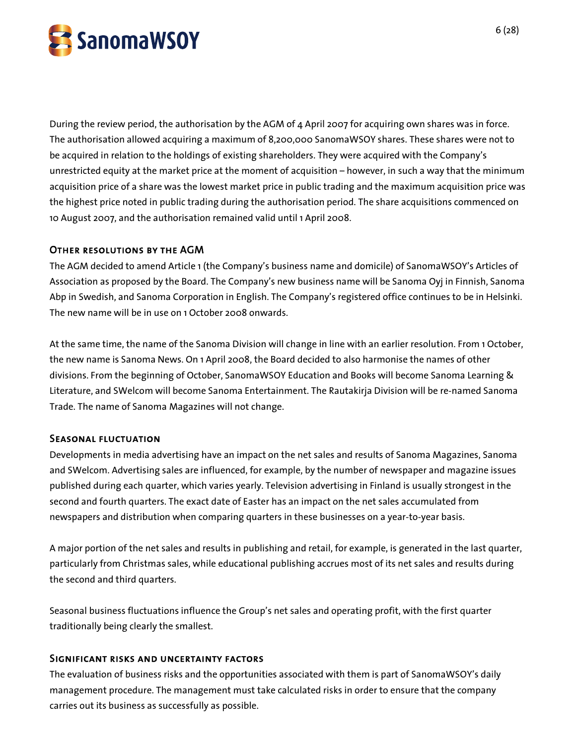During the review period, the authorisation by the AGM of 4 April 2007 for acquiring own shares was in force. The authorisation allowed acquiring a maximum of 8,200,000 SanomaWSOY shares. These shares were not to be acquired in relation to the holdings of existing shareholders. They were acquired with the Company's unrestricted equity at the market price at the moment of acquisition – however, in such a way that the minimum acquisition price of a share was the lowest market price in public trading and the maximum acquisition price was the highest price noted in public trading during the authorisation period. The share acquisitions commenced on 10 August 2007, and the authorisation remained valid until 1 April 2008.

## Other resolutions by the AGM

The AGM decided to amend Article 1 (the Company's business name and domicile) of SanomaWSOY's Articles of Association as proposed by the Board. The Company's new business name will be Sanoma Oyj in Finnish, Sanoma Abp in Swedish, and Sanoma Corporation in English. The Company's registered office continues to be in Helsinki. The new name will be in use on 1 October 2008 onwards.

At the same time, the name of the Sanoma Division will change in line with an earlier resolution. From 1 October, the new name is Sanoma News. On 1 April 2008, the Board decided to also harmonise the names of other divisions. From the beginning of October, SanomaWSOY Education and Books will become Sanoma Learning & Literature, and SWelcom will become Sanoma Entertainment. The Rautakirja Division will be re-named Sanoma Trade. The name of Sanoma Magazines will not change.

## Seasonal fluctuation

Developments in media advertising have an impact on the net sales and results of Sanoma Magazines, Sanoma and SWelcom. Advertising sales are influenced, for example, by the number of newspaper and magazine issues published during each quarter, which varies yearly. Television advertising in Finland is usually strongest in the second and fourth quarters. The exact date of Easter has an impact on the net sales accumulated from newspapers and distribution when comparing quarters in these businesses on a year-to-year basis.

A major portion of the net sales and results in publishing and retail, for example, is generated in the last quarter, particularly from Christmas sales, while educational publishing accrues most of its net sales and results during the second and third quarters.

Seasonal business fluctuations influence the Group's net sales and operating profit, with the first quarter traditionally being clearly the smallest.

## Significant risks and uncertainty factors

The evaluation of business risks and the opportunities associated with them is part of SanomaWSOY's daily management procedure. The management must take calculated risks in order to ensure that the company carries out its business as successfully as possible.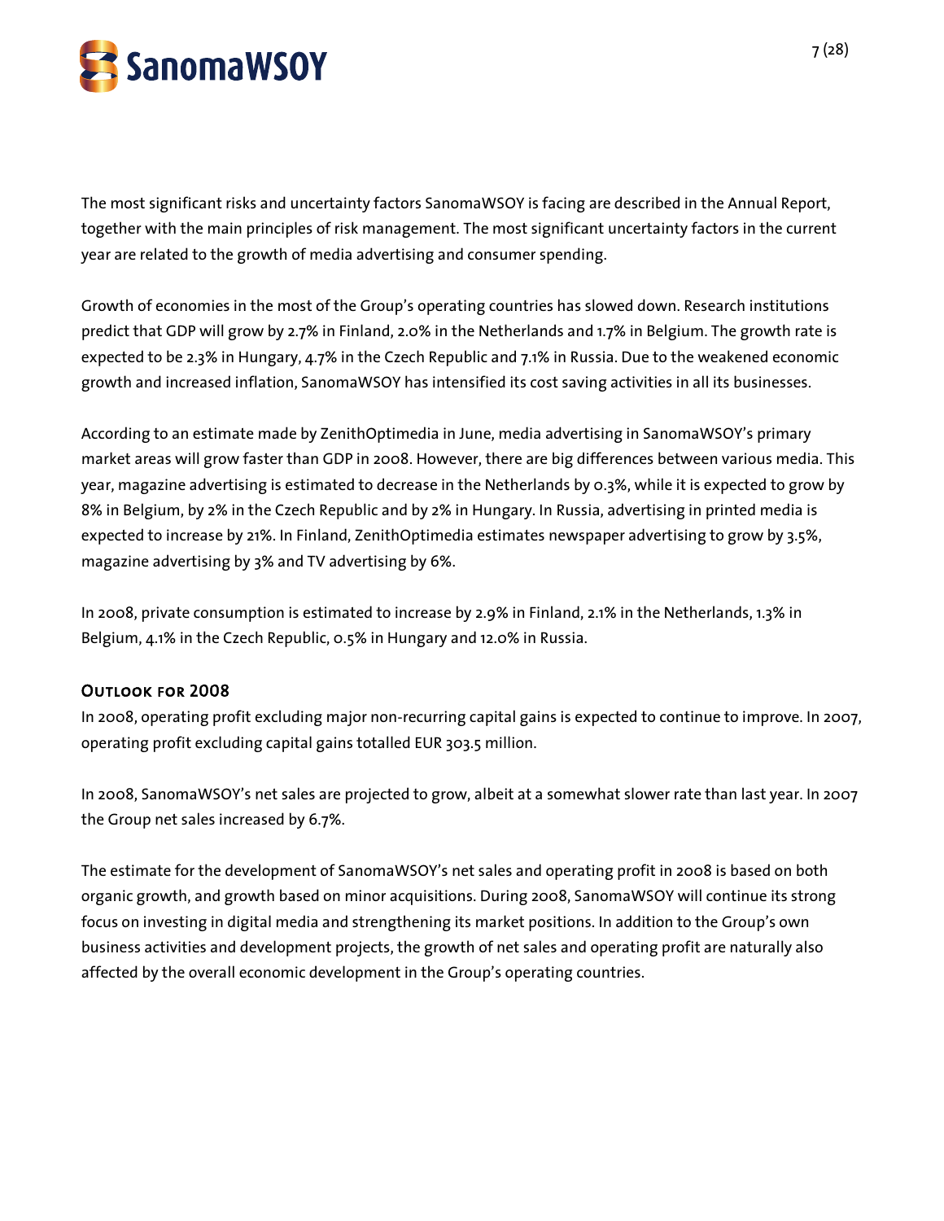The most significant risks and uncertainty factors SanomaWSOY is facing are described in the Annual Report, together with the main principles of risk management. The most significant uncertainty factors in the current year are related to the growth of media advertising and consumer spending.

Growth of economies in the most of the Group's operating countries has slowed down. Research institutions predict that GDP will grow by 2.7% in Finland, 2.0% in the Netherlands and 1.7% in Belgium. The growth rate is expected to be 2.3% in Hungary, 4.7% in the Czech Republic and 7.1% in Russia. Due to the weakened economic growth and increased inflation, SanomaWSOY has intensified its cost saving activities in all its businesses.

According to an estimate made by ZenithOptimedia in June, media advertising in SanomaWSOY's primary market areas will grow faster than GDP in 2008. However, there are big differences between various media. This year, magazine advertising is estimated to decrease in the Netherlands by 0.3%, while it is expected to grow by 8% in Belgium, by 2% in the Czech Republic and by 2% in Hungary. In Russia, advertising in printed media is expected to increase by 21%. In Finland, ZenithOptimedia estimates newspaper advertising to grow by 3.5%, magazine advertising by 3% and TV advertising by 6%.

In 2008, private consumption is estimated to increase by 2.9% in Finland, 2.1% in the Netherlands, 1.3% in Belgium, 4.1% in the Czech Republic, 0.5% in Hungary and 12.0% in Russia.

## Outlook for 2008

In 2008, operating profit excluding major non-recurring capital gains is expected to continue to improve. In 2007, operating profit excluding capital gains totalled EUR 303.5 million.

In 2008, SanomaWSOY's net sales are projected to grow, albeit at a somewhat slower rate than last year. In 2007 the Group net sales increased by 6.7%.

The estimate for the development of SanomaWSOY's net sales and operating profit in 2008 is based on both organic growth, and growth based on minor acquisitions. During 2008, SanomaWSOY will continue its strong focus on investing in digital media and strengthening its market positions. In addition to the Group's own business activities and development projects, the growth of net sales and operating profit are naturally also affected by the overall economic development in the Group's operating countries.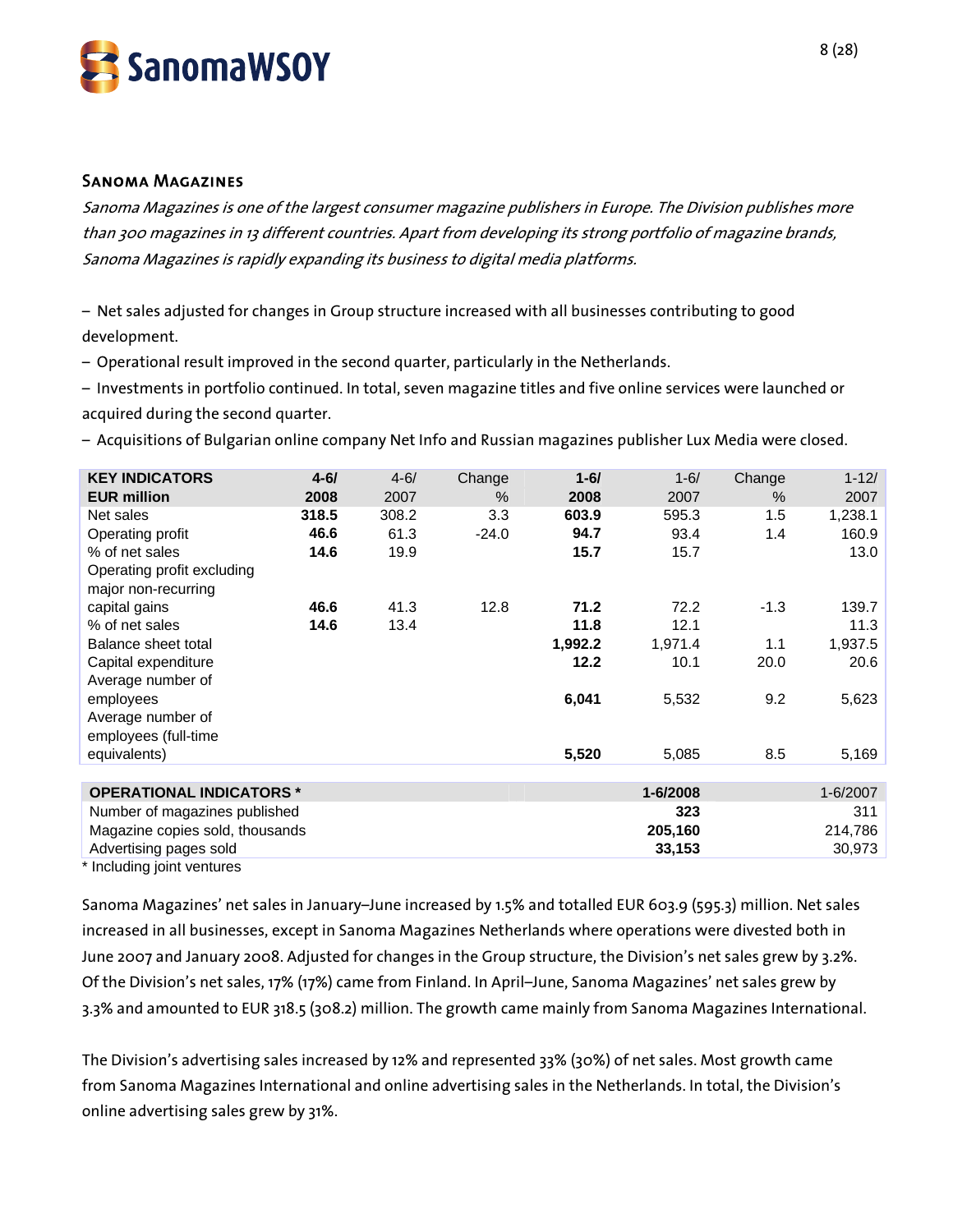## Sanoma Magazines

*Sanoma Magazines is one of the largest consumer magazine publishers in Europe. The Division publishes more than 300 magazines in 13 different countries. Apart from developing its strong portfolio of magazine brands, Sanoma Magazines is rapidly expanding its business to digital media platforms.*

– Net sales adjusted for changes in Group structure increased with all businesses contributing to good development.

– Operational result improved in the second quarter, particularly in the Netherlands.

– Investments in portfolio continued. In total, seven magazine titles and five online services were launched or acquired during the second quarter.

– Acquisitions of Bulgarian online company Net Info and Russian magazines publisher Lux Media were closed.

| KEY INDICATORS<br>EUR million | 4-6/<br>2008 | 4-6/<br>2007 | Change<br>% | 1-6/<br>2008 | 1-6/<br>2007 | Change<br>% | 1-12/<br>2007 |
|---|---|---|---|---|---|---|---|
| Net sales | **318.5** | 308.2 | 3.3 | **603.9** | 595.3 | 1.5 | 1,238.1 |
| Operating profit | **46.6** | 61.3 | -24.0 | **94.7** | 93.4 | 1.4 | 160.9 |
| % of net sales | **14.6** | 19.9 | | **15.7** | 15.7 | | 13.0 |
| Operating profit excluding major non-recurring capital gains | **46.6** | 41.3 | 12.8 | **71.2** | 72.2 | -1.3 | 139.7 |
| % of net sales | **14.6** | 13.4 | | **11.8** | 12.1 | | 11.3 |
| Balance sheet total | | | | **1,992.2** | 1,971.4 | 1.1 | 1,937.5 |
| Capital expenditure | | | | **12.2** | 10.1 | 20.0 | 20.6 |
| Average number of employees | | | | **6,041** | 5,532 | 9.2 | 5,623 |
| Average number of employees (full-time equivalents) | | | | **5,520** | 5,085 | 8.5 | 5,169 |

| OPERATIONAL INDICATORS * | 1-6/2008 | 1-6/2007 |
|---|---|---|
| Number of magazines published | **323** | 311 |
| Magazine copies sold, thousands | **205,160** | 214,786 |
| Advertising pages sold | **33,153** | 30,973 |

\* Including joint ventures

Sanoma Magazines' net sales in January–June increased by 1.5% and totalled EUR 603.9 (595.3) million. Net sales increased in all businesses, except in Sanoma Magazines Netherlands where operations were divested both in June 2007 and January 2008. Adjusted for changes in the Group structure, the Division's net sales grew by 3.2%. Of the Division's net sales, 17% (17%) came from Finland. In April–June, Sanoma Magazines' net sales grew by 3.3% and amounted to EUR 318.5 (308.2) million. The growth came mainly from Sanoma Magazines International.

The Division's advertising sales increased by 12% and represented 33% (30%) of net sales. Most growth came from Sanoma Magazines International and online advertising sales in the Netherlands. In total, the Division's online advertising sales grew by 31%.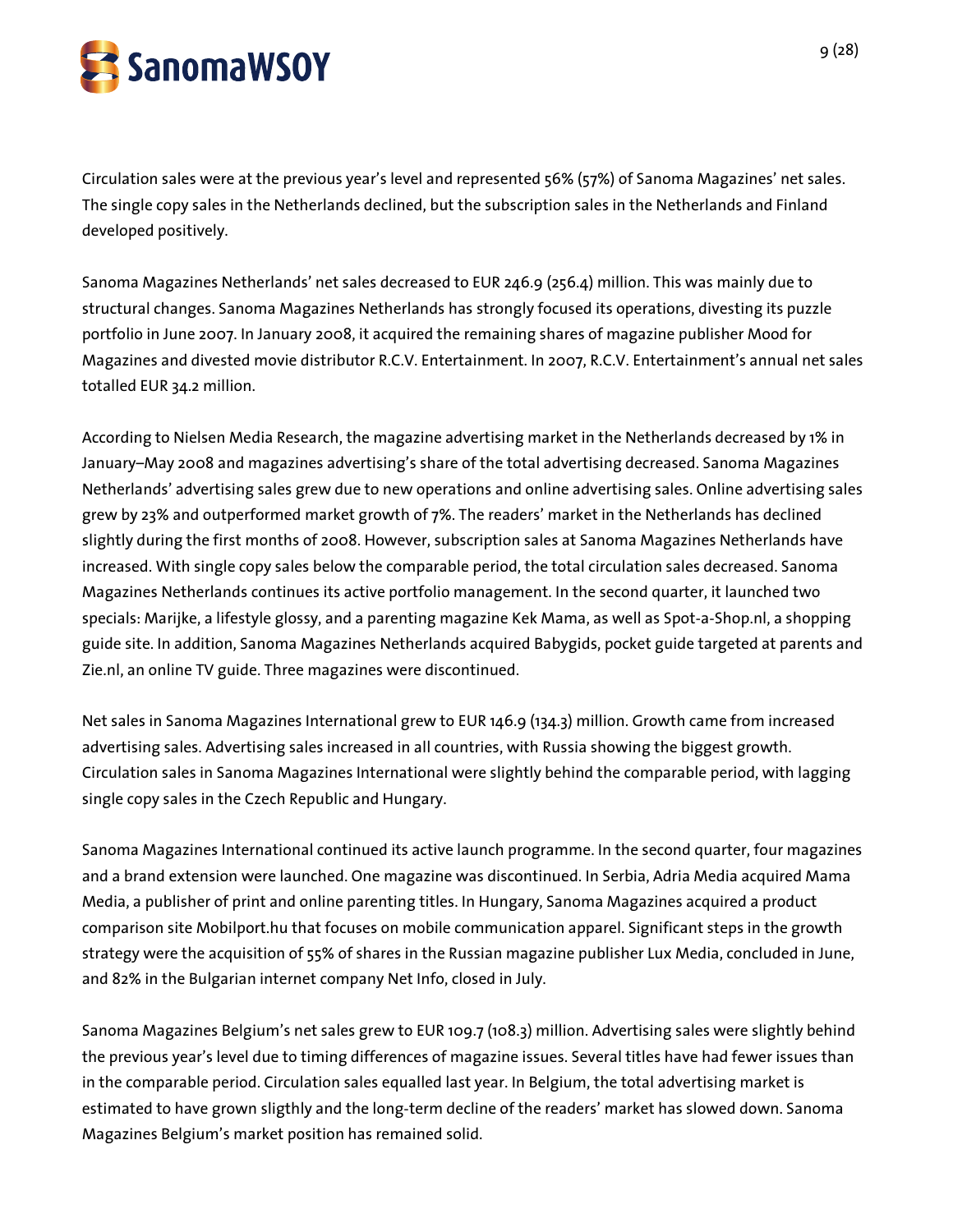Circulation sales were at the previous year's level and represented 56% (57%) of Sanoma Magazines' net sales. The single copy sales in the Netherlands declined, but the subscription sales in the Netherlands and Finland developed positively.

Sanoma Magazines Netherlands' net sales decreased to EUR 246.9 (256.4) million. This was mainly due to structural changes. Sanoma Magazines Netherlands has strongly focused its operations, divesting its puzzle portfolio in June 2007. In January 2008, it acquired the remaining shares of magazine publisher Mood for Magazines and divested movie distributor R.C.V. Entertainment. In 2007, R.C.V. Entertainment's annual net sales totalled EUR 34.2 million.

According to Nielsen Media Research, the magazine advertising market in the Netherlands decreased by 1% in January–May 2008 and magazines advertising's share of the total advertising decreased. Sanoma Magazines Netherlands' advertising sales grew due to new operations and online advertising sales. Online advertising sales grew by 23% and outperformed market growth of 7%. The readers' market in the Netherlands has declined slightly during the first months of 2008. However, subscription sales at Sanoma Magazines Netherlands have increased. With single copy sales below the comparable period, the total circulation sales decreased. Sanoma Magazines Netherlands continues its active portfolio management. In the second quarter, it launched two specials: Marijke, a lifestyle glossy, and a parenting magazine Kek Mama, as well as Spot-a-Shop.nl, a shopping guide site. In addition, Sanoma Magazines Netherlands acquired Babygids, pocket guide targeted at parents and Zie.nl, an online TV guide. Three magazines were discontinued.

Net sales in Sanoma Magazines International grew to EUR 146.9 (134.3) million. Growth came from increased advertising sales. Advertising sales increased in all countries, with Russia showing the biggest growth. Circulation sales in Sanoma Magazines International were slightly behind the comparable period, with lagging single copy sales in the Czech Republic and Hungary.

Sanoma Magazines International continued its active launch programme. In the second quarter, four magazines and a brand extension were launched. One magazine was discontinued. In Serbia, Adria Media acquired Mama Media, a publisher of print and online parenting titles. In Hungary, Sanoma Magazines acquired a product comparison site Mobilport.hu that focuses on mobile communication apparel. Significant steps in the growth strategy were the acquisition of 55% of shares in the Russian magazine publisher Lux Media, concluded in June, and 82% in the Bulgarian internet company Net Info, closed in July.

Sanoma Magazines Belgium's net sales grew to EUR 109.7 (108.3) million. Advertising sales were slightly behind the previous year's level due to timing differences of magazine issues. Several titles have had fewer issues than in the comparable period. Circulation sales equalled last year. In Belgium, the total advertising market is estimated to have grown sligthly and the long-term decline of the readers' market has slowed down. Sanoma Magazines Belgium's market position has remained solid.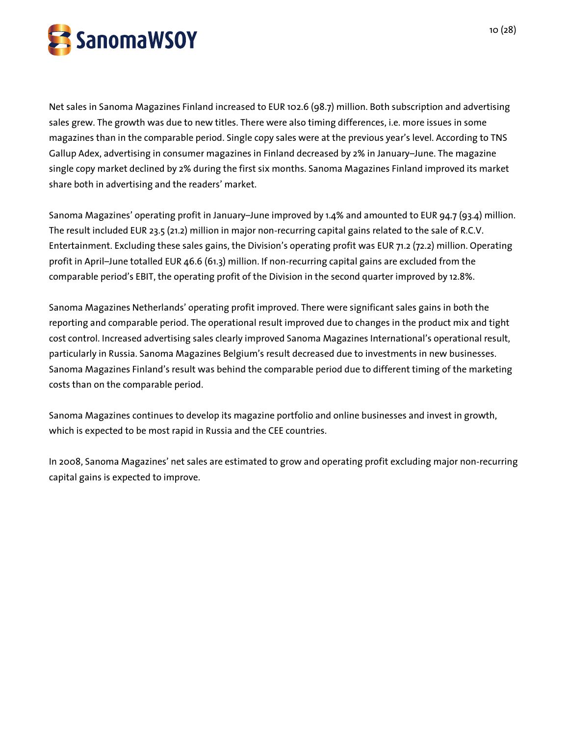Net sales in Sanoma Magazines Finland increased to EUR 102.6 (98.7) million. Both subscription and advertising sales grew. The growth was due to new titles. There were also timing differences, i.e. more issues in some magazines than in the comparable period. Single copy sales were at the previous year's level. According to TNS Gallup Adex, advertising in consumer magazines in Finland decreased by 2% in January–June. The magazine single copy market declined by 2% during the first six months. Sanoma Magazines Finland improved its market share both in advertising and the readers' market.

Sanoma Magazines' operating profit in January–June improved by 1.4% and amounted to EUR 94.7 (93.4) million. The result included EUR 23.5 (21.2) million in major non-recurring capital gains related to the sale of R.C.V. Entertainment. Excluding these sales gains, the Division's operating profit was EUR 71.2 (72.2) million. Operating profit in April–June totalled EUR 46.6 (61.3) million. If non-recurring capital gains are excluded from the comparable period's EBIT, the operating profit of the Division in the second quarter improved by 12.8%.

Sanoma Magazines Netherlands' operating profit improved. There were significant sales gains in both the reporting and comparable period. The operational result improved due to changes in the product mix and tight cost control. Increased advertising sales clearly improved Sanoma Magazines International's operational result, particularly in Russia. Sanoma Magazines Belgium's result decreased due to investments in new businesses. Sanoma Magazines Finland's result was behind the comparable period due to different timing of the marketing costs than on the comparable period.

Sanoma Magazines continues to develop its magazine portfolio and online businesses and invest in growth, which is expected to be most rapid in Russia and the CEE countries.

In 2008, Sanoma Magazines' net sales are estimated to grow and operating profit excluding major non-recurring capital gains is expected to improve.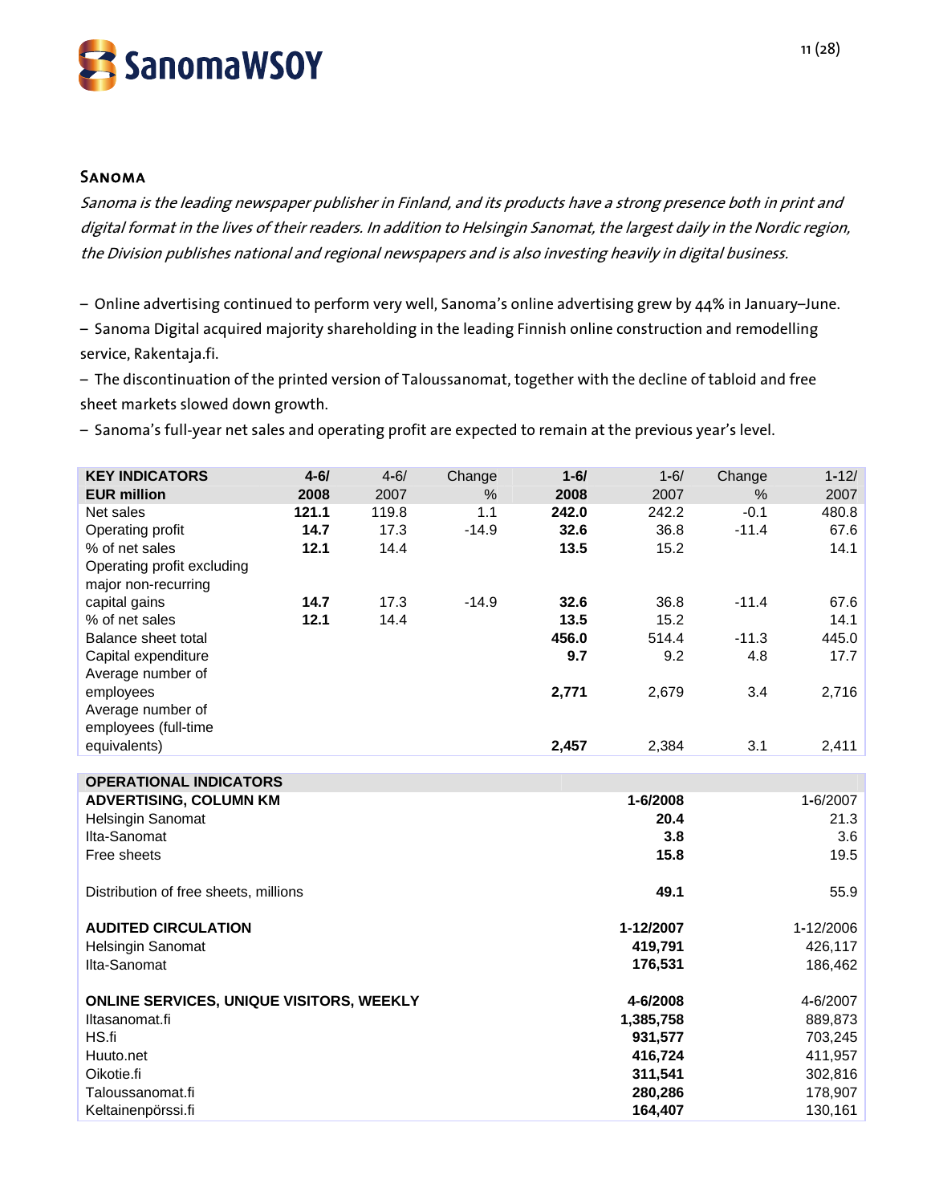## Sanoma

*Sanoma is the leading newspaper publisher in Finland, and its products have a strong presence both in print and digital format in the lives of their readers. In addition to Helsingin Sanomat, the largest daily in the Nordic region, the Division publishes national and regional newspapers and is also investing heavily in digital business.*

- Online advertising continued to perform very well, Sanoma's online advertising grew by 44% in January–June.
- Sanoma Digital acquired majority shareholding in the leading Finnish online construction and remodelling service, Rakentaja.fi.
- The discontinuation of the printed version of Taloussanomat, together with the decline of tabloid and free sheet markets slowed down growth.
- Sanoma's full-year net sales and operating profit are expected to remain at the previous year's level.

| **KEY INDICATORS EUR million** | **4-6/ 2008** | 4-6/ 2007 | Change % | **1-6/ 2008** | 1-6/ 2007 | Change % | 1-12/ 2007 |
|---|---|---|---|---|---|---|---|
| Net sales | **121.1** | 119.8 | 1.1 | **242.0** | 242.2 | -0.1 | 480.8 |
| Operating profit | **14.7** | 17.3 | -14.9 | **32.6** | 36.8 | -11.4 | 67.6 |
| % of net sales | **12.1** | 14.4 | | **13.5** | 15.2 | | 14.1 |
| Operating profit excluding major non-recurring capital gains | **14.7** | 17.3 | -14.9 | **32.6** | 36.8 | -11.4 | 67.6 |
| % of net sales | **12.1** | 14.4 | | **13.5** | 15.2 | | 14.1 |
| Balance sheet total | | | | **456.0** | 514.4 | -11.3 | 445.0 |
| Capital expenditure | | | | **9.7** | 9.2 | 4.8 | 17.7 |
| Average number of employees | | | | **2,771** | 2,679 | 3.4 | 2,716 |
| Average number of employees (full-time equivalents) | | | | **2,457** | 2,384 | 3.1 | 2,411 |

| **OPERATIONAL INDICATORS** | | |
|---|---|---|
| **ADVERTISING, COLUMN KM** | **1-6/2008** | 1-6/2007 |
| Helsingin Sanomat | **20.4** | 21.3 |
| Ilta-Sanomat | **3.8** | 3.6 |
| Free sheets | **15.8** | 19.5 |
| | | |
| Distribution of free sheets, millions | **49.1** | 55.9 |
| | | |
| **AUDITED CIRCULATION** | **1-12/2007** | 1-12/2006 |
| Helsingin Sanomat | **419,791** | 426,117 |
| Ilta-Sanomat | **176,531** | 186,462 |
| | | |
| **ONLINE SERVICES, UNIQUE VISITORS, WEEKLY** | **4-6/2008** | 4-6/2007 |
| Iltasanomat.fi | **1,385,758** | 889,873 |
| HS.fi | **931,577** | 703,245 |
| Huuto.net | **416,724** | 411,957 |
| Oikotie.fi | **311,541** | 302,816 |
| Taloussanomat.fi | **280,286** | 178,907 |
| Keltainenpörssi.fi | **164,407** | 130,161 |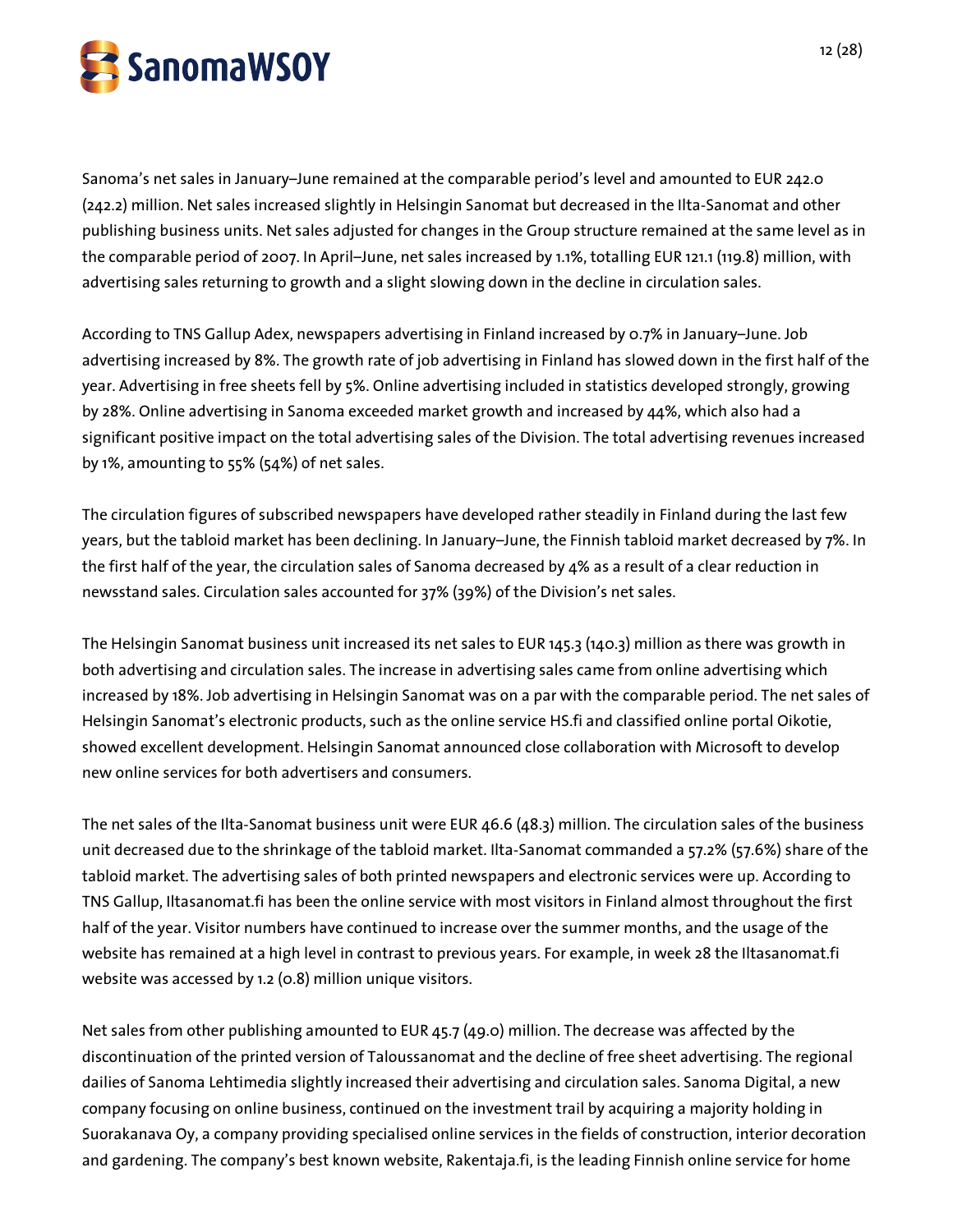Sanoma's net sales in January–June remained at the comparable period's level and amounted to EUR 242.0 (242.2) million. Net sales increased slightly in Helsingin Sanomat but decreased in the Ilta-Sanomat and other publishing business units. Net sales adjusted for changes in the Group structure remained at the same level as in the comparable period of 2007. In April–June, net sales increased by 1.1%, totalling EUR 121.1 (119.8) million, with advertising sales returning to growth and a slight slowing down in the decline in circulation sales.

According to TNS Gallup Adex, newspapers advertising in Finland increased by 0.7% in January–June. Job advertising increased by 8%. The growth rate of job advertising in Finland has slowed down in the first half of the year. Advertising in free sheets fell by 5%. Online advertising included in statistics developed strongly, growing by 28%. Online advertising in Sanoma exceeded market growth and increased by 44%, which also had a significant positive impact on the total advertising sales of the Division. The total advertising revenues increased by 1%, amounting to 55% (54%) of net sales.

The circulation figures of subscribed newspapers have developed rather steadily in Finland during the last few years, but the tabloid market has been declining. In January–June, the Finnish tabloid market decreased by 7%. In the first half of the year, the circulation sales of Sanoma decreased by 4% as a result of a clear reduction in newsstand sales. Circulation sales accounted for 37% (39%) of the Division's net sales.

The Helsingin Sanomat business unit increased its net sales to EUR 145.3 (140.3) million as there was growth in both advertising and circulation sales. The increase in advertising sales came from online advertising which increased by 18%. Job advertising in Helsingin Sanomat was on a par with the comparable period. The net sales of Helsingin Sanomat's electronic products, such as the online service HS.fi and classified online portal Oikotie, showed excellent development. Helsingin Sanomat announced close collaboration with Microsoft to develop new online services for both advertisers and consumers.

The net sales of the Ilta-Sanomat business unit were EUR 46.6 (48.3) million. The circulation sales of the business unit decreased due to the shrinkage of the tabloid market. Ilta-Sanomat commanded a 57.2% (57.6%) share of the tabloid market. The advertising sales of both printed newspapers and electronic services were up. According to TNS Gallup, Iltasanomat.fi has been the online service with most visitors in Finland almost throughout the first half of the year. Visitor numbers have continued to increase over the summer months, and the usage of the website has remained at a high level in contrast to previous years. For example, in week 28 the Iltasanomat.fi website was accessed by 1.2 (0.8) million unique visitors.

Net sales from other publishing amounted to EUR 45.7 (49.0) million. The decrease was affected by the discontinuation of the printed version of Taloussanomat and the decline of free sheet advertising. The regional dailies of Sanoma Lehtimedia slightly increased their advertising and circulation sales. Sanoma Digital, a new company focusing on online business, continued on the investment trail by acquiring a majority holding in Suorakanava Oy, a company providing specialised online services in the fields of construction, interior decoration and gardening. The company's best known website, Rakentaja.fi, is the leading Finnish online service for home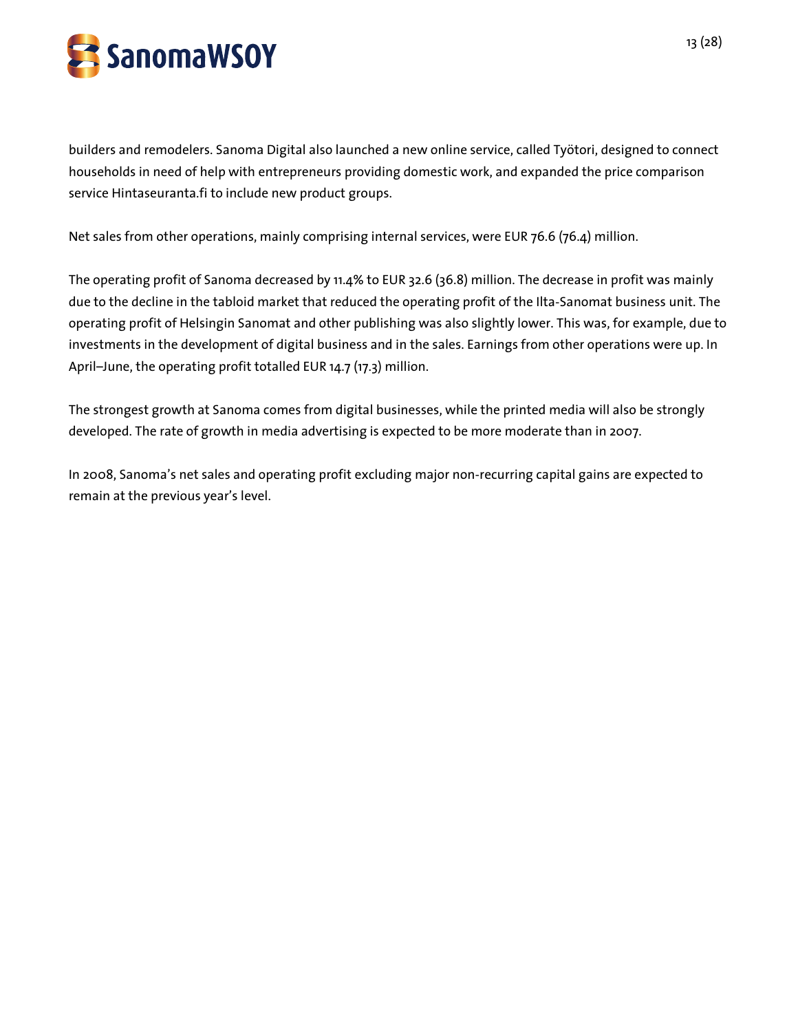builders and remodelers. Sanoma Digital also launched a new online service, called Työtori, designed to connect households in need of help with entrepreneurs providing domestic work, and expanded the price comparison service Hintaseuranta.fi to include new product groups.

Net sales from other operations, mainly comprising internal services, were EUR 76.6 (76.4) million.

The operating profit of Sanoma decreased by 11.4% to EUR 32.6 (36.8) million. The decrease in profit was mainly due to the decline in the tabloid market that reduced the operating profit of the Ilta-Sanomat business unit. The operating profit of Helsingin Sanomat and other publishing was also slightly lower. This was, for example, due to investments in the development of digital business and in the sales. Earnings from other operations were up. In April–June, the operating profit totalled EUR 14.7 (17.3) million.

The strongest growth at Sanoma comes from digital businesses, while the printed media will also be strongly developed. The rate of growth in media advertising is expected to be more moderate than in 2007.

In 2008, Sanoma's net sales and operating profit excluding major non-recurring capital gains are expected to remain at the previous year's level.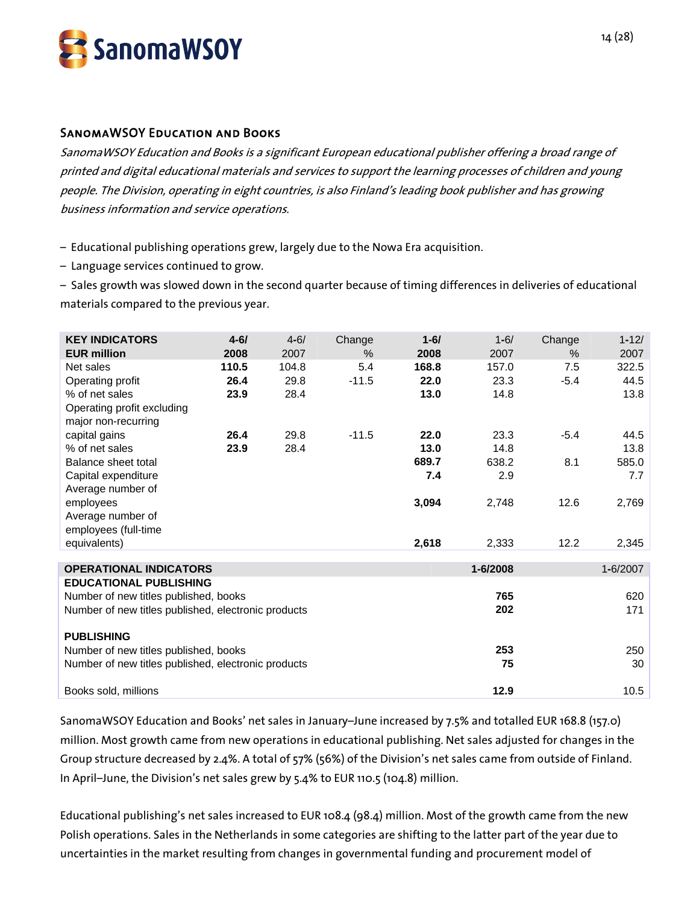## SanomaWSOY Education and Books

*SanomaWSOY Education and Books is a significant European educational publisher offering a broad range of printed and digital educational materials and services to support the learning processes of children and young people. The Division, operating in eight countries, is also Finland's leading book publisher and has growing business information and service operations.*

– Educational publishing operations grew, largely due to the Nowa Era acquisition.

– Language services continued to grow.

– Sales growth was slowed down in the second quarter because of timing differences in deliveries of educational materials compared to the previous year.

| KEY INDICATORS EUR million | 4-6/ 2008 | 4-6/ 2007 | Change % | 1-6/ 2008 | 1-6/ 2007 | Change % | 1-12/ 2007 |
|---|---|---|---|---|---|---|---|
| Net sales | **110.5** | 104.8 | 5.4 | **168.8** | 157.0 | 7.5 | 322.5 |
| Operating profit | **26.4** | 29.8 | -11.5 | **22.0** | 23.3 | -5.4 | 44.5 |
| % of net sales | **23.9** | 28.4 | | **13.0** | 14.8 | | 13.8 |
| Operating profit excluding major non-recurring capital gains | **26.4** | 29.8 | -11.5 | **22.0** | 23.3 | -5.4 | 44.5 |
| % of net sales | **23.9** | 28.4 | | **13.0** | 14.8 | | 13.8 |
| Balance sheet total | | | | **689.7** | 638.2 | 8.1 | 585.0 |
| Capital expenditure | | | | **7.4** | 2.9 | | 7.7 |
| Average number of employees | | | | **3,094** | 2,748 | 12.6 | 2,769 |
| Average number of employees (full-time equivalents) | | | | **2,618** | 2,333 | 12.2 | 2,345 |

| OPERATIONAL INDICATORS | 1-6/2008 | 1-6/2007 |
|---|---|---|
| **EDUCATIONAL PUBLISHING** | | |
| Number of new titles published, books | **765** | 620 |
| Number of new titles published, electronic products | **202** | 171 |
| **PUBLISHING** | | |
| Number of new titles published, books | **253** | 250 |
| Number of new titles published, electronic products | **75** | 30 |
| Books sold, millions | **12.9** | 10.5 |

SanomaWSOY Education and Books' net sales in January–June increased by 7.5% and totalled EUR 168.8 (157.0) million. Most growth came from new operations in educational publishing. Net sales adjusted for changes in the Group structure decreased by 2.4%. A total of 57% (56%) of the Division's net sales came from outside of Finland. In April–June, the Division's net sales grew by 5.4% to EUR 110.5 (104.8) million.

Educational publishing's net sales increased to EUR 108.4 (98.4) million. Most of the growth came from the new Polish operations. Sales in the Netherlands in some categories are shifting to the latter part of the year due to uncertainties in the market resulting from changes in governmental funding and procurement model of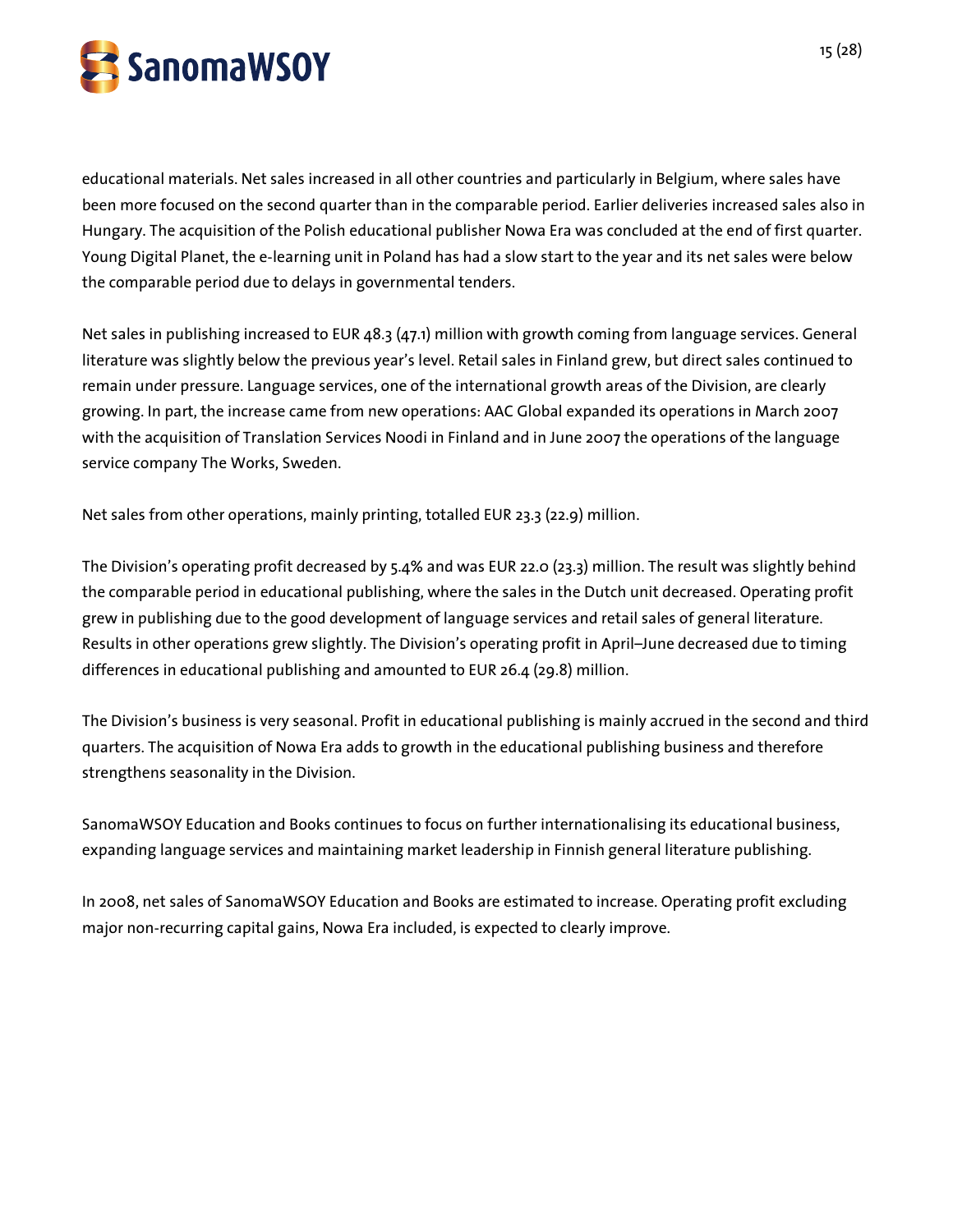educational materials. Net sales increased in all other countries and particularly in Belgium, where sales have been more focused on the second quarter than in the comparable period. Earlier deliveries increased sales also in Hungary. The acquisition of the Polish educational publisher Nowa Era was concluded at the end of first quarter. Young Digital Planet, the e-learning unit in Poland has had a slow start to the year and its net sales were below the comparable period due to delays in governmental tenders.

Net sales in publishing increased to EUR 48.3 (47.1) million with growth coming from language services. General literature was slightly below the previous year's level. Retail sales in Finland grew, but direct sales continued to remain under pressure. Language services, one of the international growth areas of the Division, are clearly growing. In part, the increase came from new operations: AAC Global expanded its operations in March 2007 with the acquisition of Translation Services Noodi in Finland and in June 2007 the operations of the language service company The Works, Sweden.

Net sales from other operations, mainly printing, totalled EUR 23.3 (22.9) million.

The Division's operating profit decreased by 5.4% and was EUR 22.0 (23.3) million. The result was slightly behind the comparable period in educational publishing, where the sales in the Dutch unit decreased. Operating profit grew in publishing due to the good development of language services and retail sales of general literature. Results in other operations grew slightly. The Division's operating profit in April–June decreased due to timing differences in educational publishing and amounted to EUR 26.4 (29.8) million.

The Division's business is very seasonal. Profit in educational publishing is mainly accrued in the second and third quarters. The acquisition of Nowa Era adds to growth in the educational publishing business and therefore strengthens seasonality in the Division.

SanomaWSOY Education and Books continues to focus on further internationalising its educational business, expanding language services and maintaining market leadership in Finnish general literature publishing.

In 2008, net sales of SanomaWSOY Education and Books are estimated to increase. Operating profit excluding major non-recurring capital gains, Nowa Era included, is expected to clearly improve.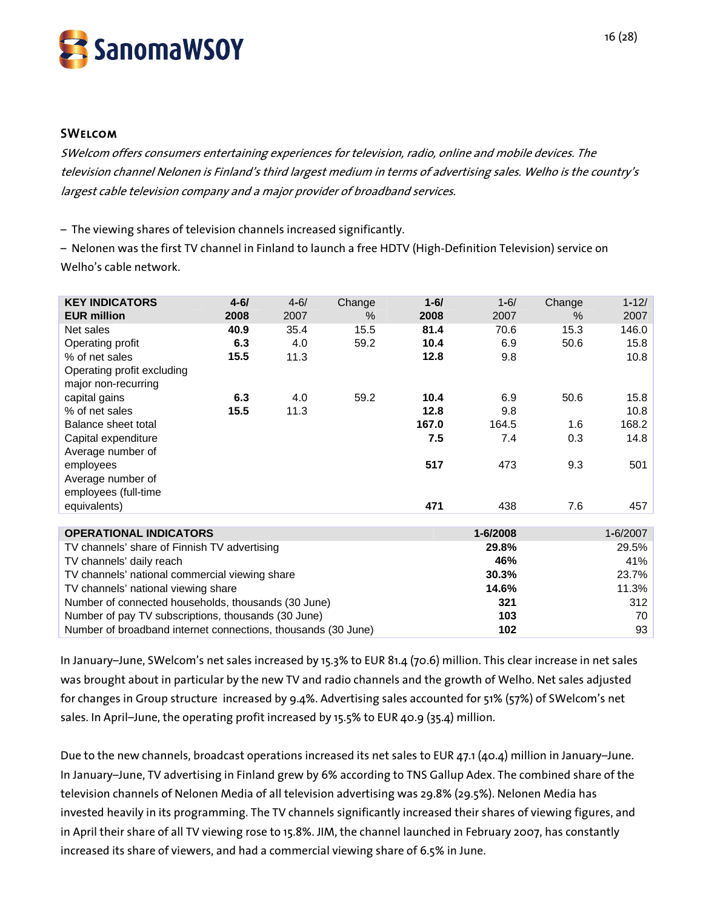## SWelcom

*SWelcom offers consumers entertaining experiences for television, radio, online and mobile devices. The television channel Nelonen is Finland's third largest medium in terms of advertising sales. Welho is the country's largest cable television company and a major provider of broadband services.*

– The viewing shares of television channels increased significantly.

– Nelonen was the first TV channel in Finland to launch a free HDTV (High-Definition Television) service on Welho's cable network.

| **KEY INDICATORS EUR million** | **4-6/ 2008** | 4-6/ 2007 | Change % | **1-6/ 2008** | 1-6/ 2007 | Change % | 1-12/ 2007 |
|---|---|---|---|---|---|---|---|
| Net sales | **40.9** | 35.4 | 15.5 | **81.4** | 70.6 | 15.3 | 146.0 |
| Operating profit | **6.3** | 4.0 | 59.2 | **10.4** | 6.9 | 50.6 | 15.8 |
| % of net sales | **15.5** | 11.3 | | **12.8** | 9.8 | | 10.8 |
| Operating profit excluding major non-recurring capital gains | **6.3** | 4.0 | 59.2 | **10.4** | 6.9 | 50.6 | 15.8 |
| % of net sales | **15.5** | 11.3 | | **12.8** | 9.8 | | 10.8 |
| Balance sheet total | | | | **167.0** | 164.5 | 1.6 | 168.2 |
| Capital expenditure | | | | **7.5** | 7.4 | 0.3 | 14.8 |
| Average number of employees | | | | **517** | 473 | 9.3 | 501 |
| Average number of employees (full-time equivalents) | | | | **471** | 438 | 7.6 | 457 |

| **OPERATIONAL INDICATORS** | **1-6/2008** | 1-6/2007 |
|---|---|---|
| TV channels' share of Finnish TV advertising | **29.8%** | 29.5% |
| TV channels' daily reach | **46%** | 41% |
| TV channels' national commercial viewing share | **30.3%** | 23.7% |
| TV channels' national viewing share | **14.6%** | 11.3% |
| Number of connected households, thousands (30 June) | **321** | 312 |
| Number of pay TV subscriptions, thousands (30 June) | **103** | 70 |
| Number of broadband internet connections, thousands (30 June) | **102** | 93 |

In January–June, SWelcom's net sales increased by 15.3% to EUR 81.4 (70.6) million. This clear increase in net sales was brought about in particular by the new TV and radio channels and the growth of Welho. Net sales adjusted for changes in Group structure increased by 9.4%. Advertising sales accounted for 51% (57%) of SWelcom's net sales. In April–June, the operating profit increased by 15.5% to EUR 40.9 (35.4) million.

Due to the new channels, broadcast operations increased its net sales to EUR 47.1 (40.4) million in January–June. In January–June, TV advertising in Finland grew by 6% according to TNS Gallup Adex. The combined share of the television channels of Nelonen Media of all television advertising was 29.8% (29.5%). Nelonen Media has invested heavily in its programming. The TV channels significantly increased their shares of viewing figures, and in April their share of all TV viewing rose to 15.8%. JIM, the channel launched in February 2007, has constantly increased its share of viewers, and had a commercial viewing share of 6.5% in June.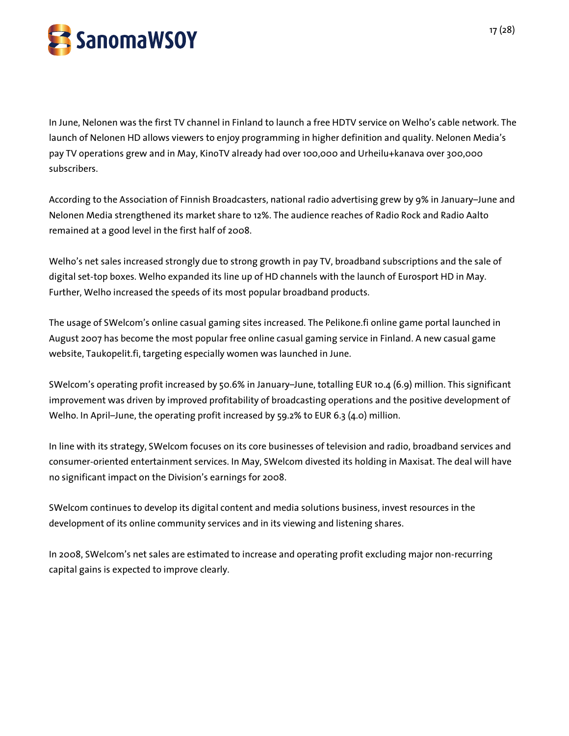In June, Nelonen was the first TV channel in Finland to launch a free HDTV service on Welho's cable network. The launch of Nelonen HD allows viewers to enjoy programming in higher definition and quality. Nelonen Media's pay TV operations grew and in May, KinoTV already had over 100,000 and Urheilu+kanava over 300,000 subscribers.

According to the Association of Finnish Broadcasters, national radio advertising grew by 9% in January–June and Nelonen Media strengthened its market share to 12%. The audience reaches of Radio Rock and Radio Aalto remained at a good level in the first half of 2008.

Welho's net sales increased strongly due to strong growth in pay TV, broadband subscriptions and the sale of digital set-top boxes. Welho expanded its line up of HD channels with the launch of Eurosport HD in May. Further, Welho increased the speeds of its most popular broadband products.

The usage of SWelcom's online casual gaming sites increased. The Pelikone.fi online game portal launched in August 2007 has become the most popular free online casual gaming service in Finland. A new casual game website, Taukopelit.fi, targeting especially women was launched in June.

SWelcom's operating profit increased by 50.6% in January–June, totalling EUR 10.4 (6.9) million. This significant improvement was driven by improved profitability of broadcasting operations and the positive development of Welho. In April–June, the operating profit increased by 59.2% to EUR 6.3 (4.0) million.

In line with its strategy, SWelcom focuses on its core businesses of television and radio, broadband services and consumer-oriented entertainment services. In May, SWelcom divested its holding in Maxisat. The deal will have no significant impact on the Division's earnings for 2008.

SWelcom continues to develop its digital content and media solutions business, invest resources in the development of its online community services and in its viewing and listening shares.

In 2008, SWelcom's net sales are estimated to increase and operating profit excluding major non-recurring capital gains is expected to improve clearly.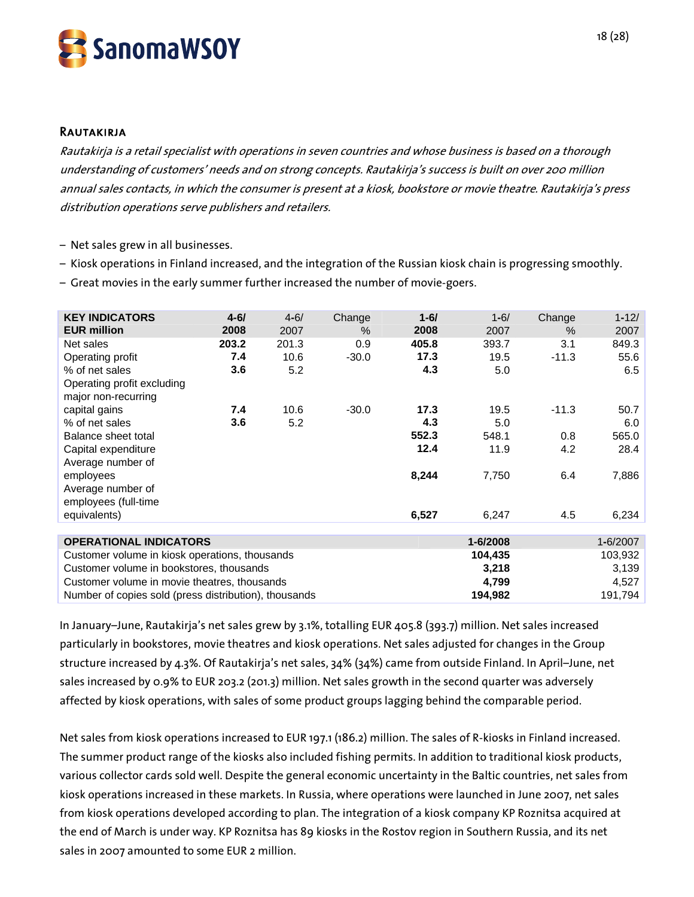## Rautakirja

*Rautakirja is a retail specialist with operations in seven countries and whose business is based on a thorough understanding of customers' needs and on strong concepts. Rautakirja's success is built on over 200 million annual sales contacts, in which the consumer is present at a kiosk, bookstore or movie theatre. Rautakirja's press distribution operations serve publishers and retailers.*

- Net sales grew in all businesses.
- Kiosk operations in Finland increased, and the integration of the Russian kiosk chain is progressing smoothly.
- Great movies in the early summer further increased the number of movie-goers.

| KEY INDICATORS EUR million | 4-6/ 2008 | 4-6/ 2007 | Change % | 1-6/ 2008 | 1-6/ 2007 | Change % | 1-12/ 2007 |
|---|---|---|---|---|---|---|---|
| Net sales | **203.2** | 201.3 | 0.9 | **405.8** | 393.7 | 3.1 | 849.3 |
| Operating profit | **7.4** | 10.6 | -30.0 | **17.3** | 19.5 | -11.3 | 55.6 |
| % of net sales | **3.6** | 5.2 | | **4.3** | 5.0 | | 6.5 |
| Operating profit excluding major non-recurring capital gains | **7.4** | 10.6 | -30.0 | **17.3** | 19.5 | -11.3 | 50.7 |
| % of net sales | **3.6** | 5.2 | | **4.3** | 5.0 | | 6.0 |
| Balance sheet total | | | | **552.3** | 548.1 | 0.8 | 565.0 |
| Capital expenditure | | | | **12.4** | 11.9 | 4.2 | 28.4 |
| Average number of employees | | | | **8,244** | 7,750 | 6.4 | 7,886 |
| Average number of employees (full-time equivalents) | | | | **6,527** | 6,247 | 4.5 | 6,234 |

| OPERATIONAL INDICATORS | 1-6/2008 | 1-6/2007 |
|---|---|---|
| Customer volume in kiosk operations, thousands | **104,435** | 103,932 |
| Customer volume in bookstores, thousands | **3,218** | 3,139 |
| Customer volume in movie theatres, thousands | **4,799** | 4,527 |
| Number of copies sold (press distribution), thousands | **194,982** | 191,794 |

In January–June, Rautakirja's net sales grew by 3.1%, totalling EUR 405.8 (393.7) million. Net sales increased particularly in bookstores, movie theatres and kiosk operations. Net sales adjusted for changes in the Group structure increased by 4.3%. Of Rautakirja's net sales, 34% (34%) came from outside Finland. In April–June, net sales increased by 0.9% to EUR 203.2 (201.3) million. Net sales growth in the second quarter was adversely affected by kiosk operations, with sales of some product groups lagging behind the comparable period.

Net sales from kiosk operations increased to EUR 197.1 (186.2) million. The sales of R-kiosks in Finland increased. The summer product range of the kiosks also included fishing permits. In addition to traditional kiosk products, various collector cards sold well. Despite the general economic uncertainty in the Baltic countries, net sales from kiosk operations increased in these markets. In Russia, where operations were launched in June 2007, net sales from kiosk operations developed according to plan. The integration of a kiosk company KP Roznitsa acquired at the end of March is under way. KP Roznitsa has 89 kiosks in the Rostov region in Southern Russia, and its net sales in 2007 amounted to some EUR 2 million.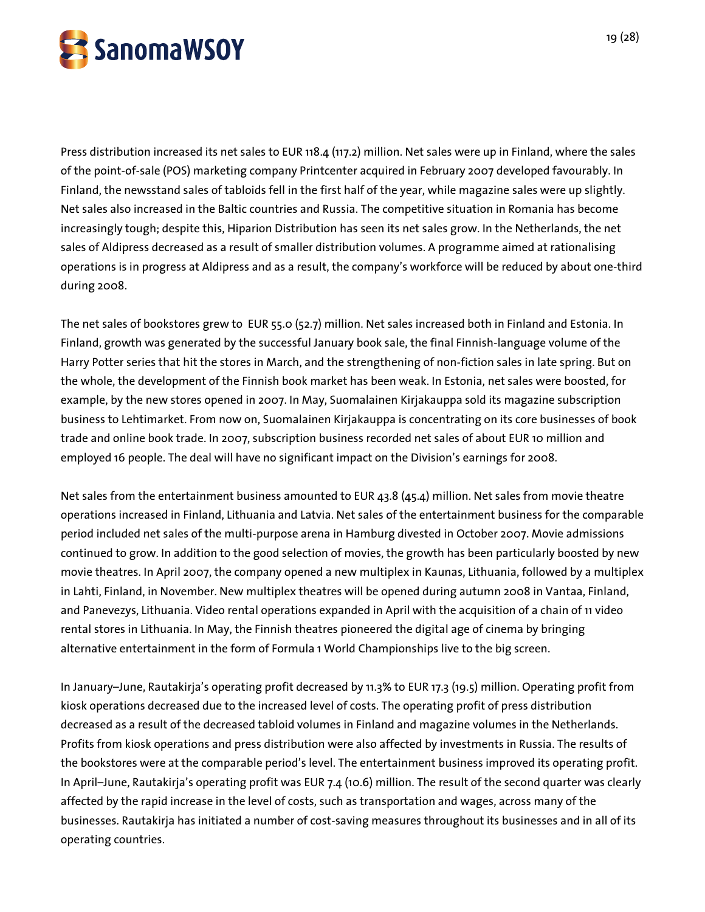Press distribution increased its net sales to EUR 118.4 (117.2) million. Net sales were up in Finland, where the sales of the point-of-sale (POS) marketing company Printcenter acquired in February 2007 developed favourably. In Finland, the newsstand sales of tabloids fell in the first half of the year, while magazine sales were up slightly. Net sales also increased in the Baltic countries and Russia. The competitive situation in Romania has become increasingly tough; despite this, Hiparion Distribution has seen its net sales grow. In the Netherlands, the net sales of Aldipress decreased as a result of smaller distribution volumes. A programme aimed at rationalising operations is in progress at Aldipress and as a result, the company's workforce will be reduced by about one-third during 2008.

The net sales of bookstores grew to EUR 55.0 (52.7) million. Net sales increased both in Finland and Estonia. In Finland, growth was generated by the successful January book sale, the final Finnish-language volume of the Harry Potter series that hit the stores in March, and the strengthening of non-fiction sales in late spring. But on the whole, the development of the Finnish book market has been weak. In Estonia, net sales were boosted, for example, by the new stores opened in 2007. In May, Suomalainen Kirjakauppa sold its magazine subscription business to Lehtimarket. From now on, Suomalainen Kirjakauppa is concentrating on its core businesses of book trade and online book trade. In 2007, subscription business recorded net sales of about EUR 10 million and employed 16 people. The deal will have no significant impact on the Division's earnings for 2008.

Net sales from the entertainment business amounted to EUR 43.8 (45.4) million. Net sales from movie theatre operations increased in Finland, Lithuania and Latvia. Net sales of the entertainment business for the comparable period included net sales of the multi-purpose arena in Hamburg divested in October 2007. Movie admissions continued to grow. In addition to the good selection of movies, the growth has been particularly boosted by new movie theatres. In April 2007, the company opened a new multiplex in Kaunas, Lithuania, followed by a multiplex in Lahti, Finland, in November. New multiplex theatres will be opened during autumn 2008 in Vantaa, Finland, and Panevezys, Lithuania. Video rental operations expanded in April with the acquisition of a chain of 11 video rental stores in Lithuania. In May, the Finnish theatres pioneered the digital age of cinema by bringing alternative entertainment in the form of Formula 1 World Championships live to the big screen.

In January–June, Rautakirja's operating profit decreased by 11.3% to EUR 17.3 (19.5) million. Operating profit from kiosk operations decreased due to the increased level of costs. The operating profit of press distribution decreased as a result of the decreased tabloid volumes in Finland and magazine volumes in the Netherlands. Profits from kiosk operations and press distribution were also affected by investments in Russia. The results of the bookstores were at the comparable period's level. The entertainment business improved its operating profit. In April–June, Rautakirja's operating profit was EUR 7.4 (10.6) million. The result of the second quarter was clearly affected by the rapid increase in the level of costs, such as transportation and wages, across many of the businesses. Rautakirja has initiated a number of cost-saving measures throughout its businesses and in all of its operating countries.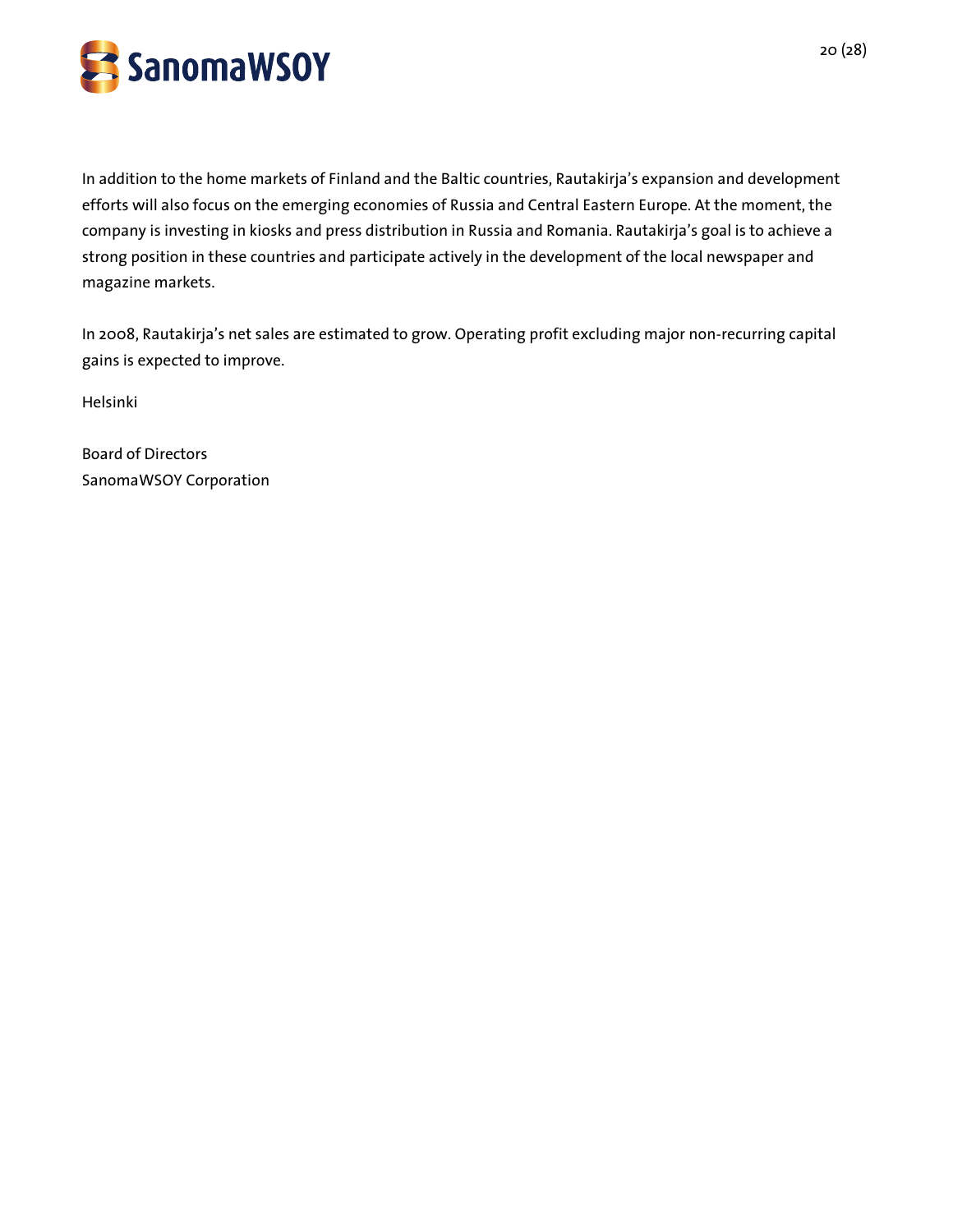In addition to the home markets of Finland and the Baltic countries, Rautakirja's expansion and development efforts will also focus on the emerging economies of Russia and Central Eastern Europe. At the moment, the company is investing in kiosks and press distribution in Russia and Romania. Rautakirja's goal is to achieve a strong position in these countries and participate actively in the development of the local newspaper and magazine markets.

In 2008, Rautakirja's net sales are estimated to grow. Operating profit excluding major non-recurring capital gains is expected to improve.

Helsinki

Board of Directors
SanomaWSOY Corporation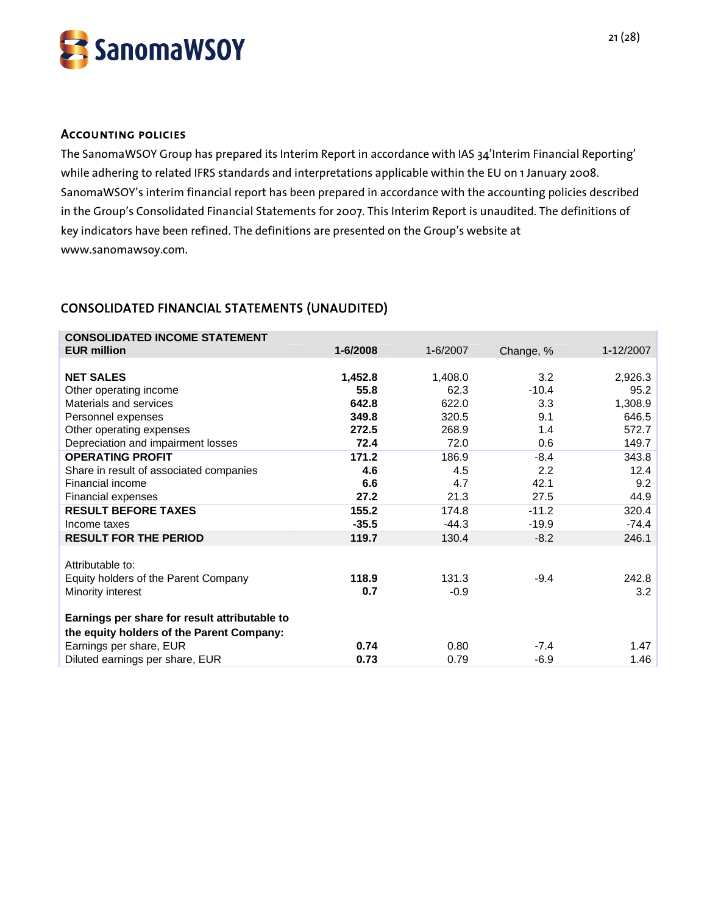## Accounting policies

The SanomaWSOY Group has prepared its Interim Report in accordance with IAS 34'Interim Financial Reporting' while adhering to related IFRS standards and interpretations applicable within the EU on 1 January 2008. SanomaWSOY's interim financial report has been prepared in accordance with the accounting policies described in the Group's Consolidated Financial Statements for 2007. This Interim Report is unaudited. The definitions of key indicators have been refined. The definitions are presented on the Group's website at www.sanomawsoy.com.

## CONSOLIDATED FINANCIAL STATEMENTS (UNAUDITED)

| **CONSOLIDATED INCOME STATEMENT**<br>**EUR million** | **1-6/2008** | 1-6/2007 | Change, % | 1-12/2007 |
|---|---|---|---|---|
| **NET SALES** | **1,452.8** | 1,408.0 | 3.2 | 2,926.3 |
| Other operating income | **55.8** | 62.3 | -10.4 | 95.2 |
| Materials and services | **642.8** | 622.0 | 3.3 | 1,308.9 |
| Personnel expenses | **349.8** | 320.5 | 9.1 | 646.5 |
| Other operating expenses | **272.5** | 268.9 | 1.4 | 572.7 |
| Depreciation and impairment losses | **72.4** | 72.0 | 0.6 | 149.7 |
| **OPERATING PROFIT** | **171.2** | 186.9 | -8.4 | 343.8 |
| Share in result of associated companies | **4.6** | 4.5 | 2.2 | 12.4 |
| Financial income | **6.6** | 4.7 | 42.1 | 9.2 |
| Financial expenses | **27.2** | 21.3 | 27.5 | 44.9 |
| **RESULT BEFORE TAXES** | **155.2** | 174.8 | -11.2 | 320.4 |
| Income taxes | **-35.5** | -44.3 | -19.9 | -74.4 |
| **RESULT FOR THE PERIOD** | **119.7** | 130.4 | -8.2 | 246.1 |
| | | | | |
| Attributable to: | | | | |
| Equity holders of the Parent Company | **118.9** | 131.3 | -9.4 | 242.8 |
| Minority interest | **0.7** | -0.9 | | 3.2 |
| | | | | |
| **Earnings per share for result attributable to the equity holders of the Parent Company:** | | | | |
| Earnings per share, EUR | **0.74** | 0.80 | -7.4 | 1.47 |
| Diluted earnings per share, EUR | **0.73** | 0.79 | -6.9 | 1.46 |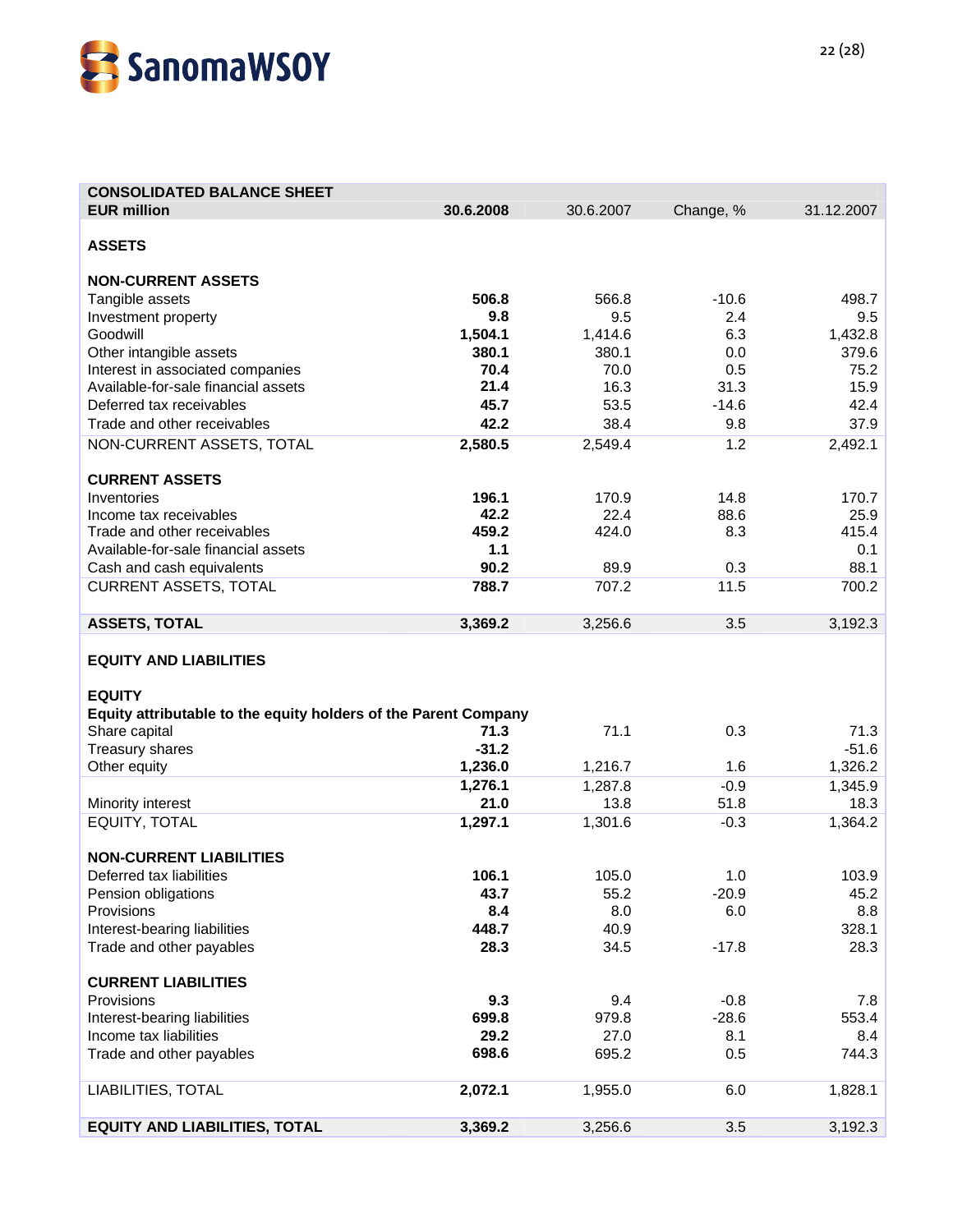| CONSOLIDATED BALANCE SHEET | | | | |
|---|---|---|---|---|
| **EUR million** | **30.6.2008** | 30.6.2007 | Change, % | 31.12.2007 |
| | | | | |
| **ASSETS** | | | | |
| | | | | |
| **NON-CURRENT ASSETS** | | | | |
| Tangible assets | **506.8** | 566.8 | -10.6 | 498.7 |
| Investment property | **9.8** | 9.5 | 2.4 | 9.5 |
| Goodwill | **1,504.1** | 1,414.6 | 6.3 | 1,432.8 |
| Other intangible assets | **380.1** | 380.1 | 0.0 | 379.6 |
| Interest in associated companies | **70.4** | 70.0 | 0.5 | 75.2 |
| Available-for-sale financial assets | **21.4** | 16.3 | 31.3 | 15.9 |
| Deferred tax receivables | **45.7** | 53.5 | -14.6 | 42.4 |
| Trade and other receivables | **42.2** | 38.4 | 9.8 | 37.9 |
| NON-CURRENT ASSETS, TOTAL | **2,580.5** | 2,549.4 | 1.2 | 2,492.1 |
| | | | | |
| **CURRENT ASSETS** | | | | |
| Inventories | **196.1** | 170.9 | 14.8 | 170.7 |
| Income tax receivables | **42.2** | 22.4 | 88.6 | 25.9 |
| Trade and other receivables | **459.2** | 424.0 | 8.3 | 415.4 |
| Available-for-sale financial assets | **1.1** | | | 0.1 |
| Cash and cash equivalents | **90.2** | 89.9 | 0.3 | 88.1 |
| CURRENT ASSETS, TOTAL | **788.7** | 707.2 | 11.5 | 700.2 |
| | | | | |
| **ASSETS, TOTAL** | **3,369.2** | 3,256.6 | 3.5 | 3,192.3 |
| | | | | |
| **EQUITY AND LIABILITIES** | | | | |
| | | | | |
| **EQUITY** | | | | |
| **Equity attributable to the equity holders of the Parent Company** | | | | |
| Share capital | **71.3** | 71.1 | 0.3 | 71.3 |
| Treasury shares | **-31.2** | | | -51.6 |
| Other equity | **1,236.0** | 1,216.7 | 1.6 | 1,326.2 |
| | **1,276.1** | 1,287.8 | -0.9 | 1,345.9 |
| Minority interest | **21.0** | 13.8 | 51.8 | 18.3 |
| EQUITY, TOTAL | **1,297.1** | 1,301.6 | -0.3 | 1,364.2 |
| | | | | |
| **NON-CURRENT LIABILITIES** | | | | |
| Deferred tax liabilities | **106.1** | 105.0 | 1.0 | 103.9 |
| Pension obligations | **43.7** | 55.2 | -20.9 | 45.2 |
| Provisions | **8.4** | 8.0 | 6.0 | 8.8 |
| Interest-bearing liabilities | **448.7** | 40.9 | | 328.1 |
| Trade and other payables | **28.3** | 34.5 | -17.8 | 28.3 |
| | | | | |
| **CURRENT LIABILITIES** | | | | |
| Provisions | **9.3** | 9.4 | -0.8 | 7.8 |
| Interest-bearing liabilities | **699.8** | 979.8 | -28.6 | 553.4 |
| Income tax liabilities | **29.2** | 27.0 | 8.1 | 8.4 |
| Trade and other payables | **698.6** | 695.2 | 0.5 | 744.3 |
| | | | | |
| LIABILITIES, TOTAL | **2,072.1** | 1,955.0 | 6.0 | 1,828.1 |
| | | | | |
| **EQUITY AND LIABILITIES, TOTAL** | **3,369.2** | 3,256.6 | 3.5 | 3,192.3 |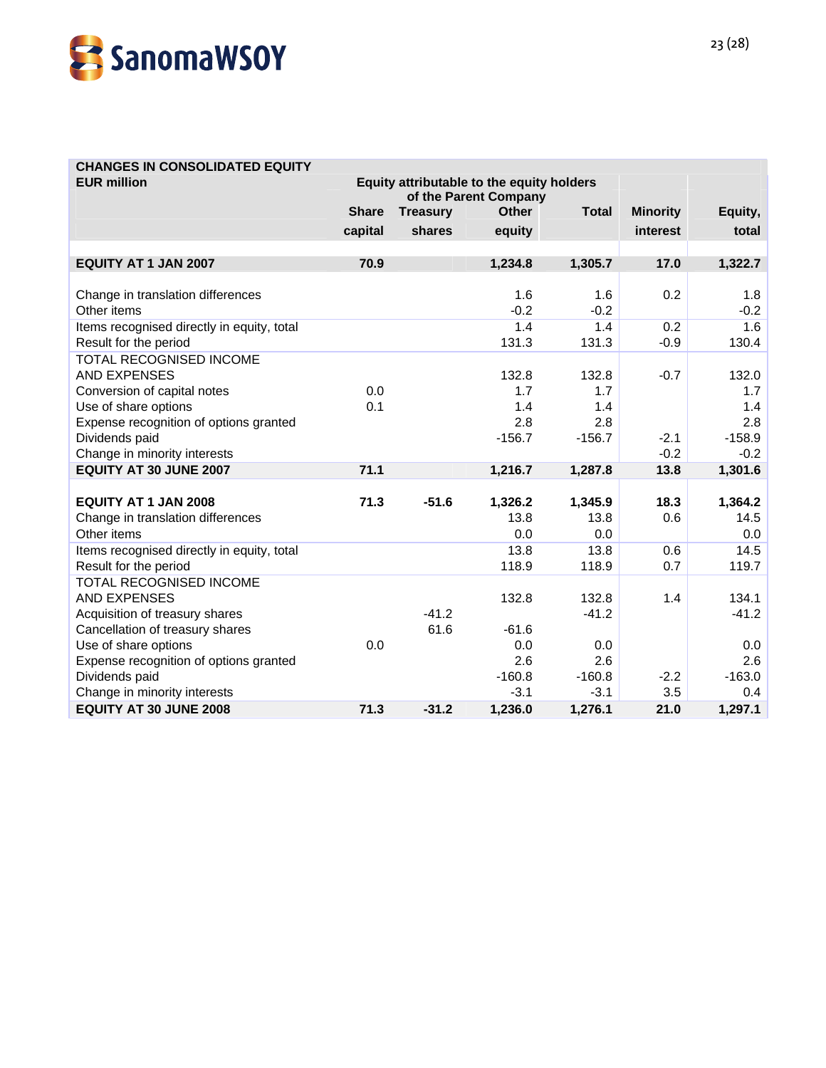| CHANGES IN CONSOLIDATED EQUITY | | | | | | |
|---|---|---|---|---|---|---|
| EUR million | Equity attributable to the equity holders of the Parent Company | | | | | |
| | Share capital | Treasury shares | Other equity | Total | Minority interest | Equity, total |
| **EQUITY AT 1 JAN 2007** | **70.9** | | **1,234.8** | **1,305.7** | **17.0** | **1,322.7** |
| Change in translation differences | | | 1.6 | 1.6 | 0.2 | 1.8 |
| Other items | | | -0.2 | -0.2 | | -0.2 |
| Items recognised directly in equity, total | | | 1.4 | 1.4 | 0.2 | 1.6 |
| Result for the period | | | 131.3 | 131.3 | -0.9 | 130.4 |
| TOTAL RECOGNISED INCOME AND EXPENSES | | | 132.8 | 132.8 | -0.7 | 132.0 |
| Conversion of capital notes | 0.0 | | 1.7 | 1.7 | | 1.7 |
| Use of share options | 0.1 | | 1.4 | 1.4 | | 1.4 |
| Expense recognition of options granted | | | 2.8 | 2.8 | | 2.8 |
| Dividends paid | | | -156.7 | -156.7 | -2.1 | -158.9 |
| Change in minority interests | | | | | -0.2 | -0.2 |
| **EQUITY AT 30 JUNE 2007** | **71.1** | | **1,216.7** | **1,287.8** | **13.8** | **1,301.6** |
| | | | | | | |
| **EQUITY AT 1 JAN 2008** | **71.3** | **-51.6** | **1,326.2** | **1,345.9** | **18.3** | **1,364.2** |
| Change in translation differences | | | 13.8 | 13.8 | 0.6 | 14.5 |
| Other items | | | 0.0 | 0.0 | | 0.0 |
| Items recognised directly in equity, total | | | 13.8 | 13.8 | 0.6 | 14.5 |
| Result for the period | | | 118.9 | 118.9 | 0.7 | 119.7 |
| TOTAL RECOGNISED INCOME AND EXPENSES | | | 132.8 | 132.8 | 1.4 | 134.1 |
| Acquisition of treasury shares | | -41.2 | | -41.2 | | -41.2 |
| Cancellation of treasury shares | | 61.6 | -61.6 | | | |
| Use of share options | 0.0 | | 0.0 | 0.0 | | 0.0 |
| Expense recognition of options granted | | | 2.6 | 2.6 | | 2.6 |
| Dividends paid | | | -160.8 | -160.8 | -2.2 | -163.0 |
| Change in minority interests | | | -3.1 | -3.1 | 3.5 | 0.4 |
| **EQUITY AT 30 JUNE 2008** | **71.3** | **-31.2** | **1,236.0** | **1,276.1** | **21.0** | **1,297.1** |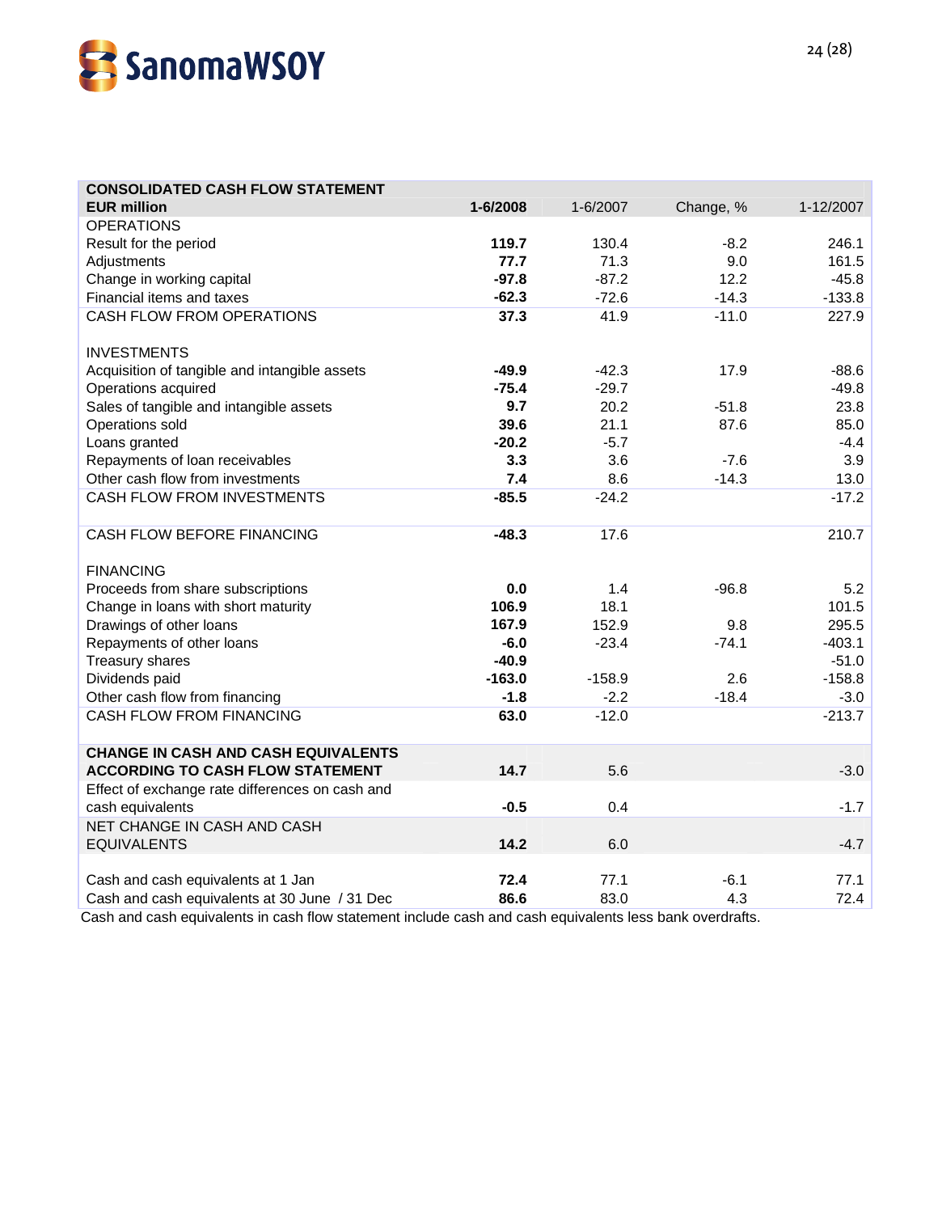| CONSOLIDATED CASH FLOW STATEMENT | | | | |
|---|---|---|---|---|
| **EUR million** | **1-6/2008** | 1-6/2007 | Change, % | 1-12/2007 |
| OPERATIONS | | | | |
| Result for the period | **119.7** | 130.4 | -8.2 | 246.1 |
| Adjustments | **77.7** | 71.3 | 9.0 | 161.5 |
| Change in working capital | **-97.8** | -87.2 | 12.2 | -45.8 |
| Financial items and taxes | **-62.3** | -72.6 | -14.3 | -133.8 |
| CASH FLOW FROM OPERATIONS | **37.3** | 41.9 | -11.0 | 227.9 |
| | | | | |
| INVESTMENTS | | | | |
| Acquisition of tangible and intangible assets | **-49.9** | -42.3 | 17.9 | -88.6 |
| Operations acquired | **-75.4** | -29.7 | | -49.8 |
| Sales of tangible and intangible assets | **9.7** | 20.2 | -51.8 | 23.8 |
| Operations sold | **39.6** | 21.1 | 87.6 | 85.0 |
| Loans granted | **-20.2** | -5.7 | | -4.4 |
| Repayments of loan receivables | **3.3** | 3.6 | -7.6 | 3.9 |
| Other cash flow from investments | **7.4** | 8.6 | -14.3 | 13.0 |
| CASH FLOW FROM INVESTMENTS | **-85.5** | -24.2 | | -17.2 |
| | | | | |
| CASH FLOW BEFORE FINANCING | **-48.3** | 17.6 | | 210.7 |
| | | | | |
| FINANCING | | | | |
| Proceeds from share subscriptions | **0.0** | 1.4 | -96.8 | 5.2 |
| Change in loans with short maturity | **106.9** | 18.1 | | 101.5 |
| Drawings of other loans | **167.9** | 152.9 | 9.8 | 295.5 |
| Repayments of other loans | **-6.0** | -23.4 | -74.1 | -403.1 |
| Treasury shares | **-40.9** | | | -51.0 |
| Dividends paid | **-163.0** | -158.9 | 2.6 | -158.8 |
| Other cash flow from financing | **-1.8** | -2.2 | -18.4 | -3.0 |
| CASH FLOW FROM FINANCING | **63.0** | -12.0 | | -213.7 |
| | | | | |
| **CHANGE IN CASH AND CASH EQUIVALENTS ACCORDING TO CASH FLOW STATEMENT** | **14.7** | 5.6 | | -3.0 |
| Effect of exchange rate differences on cash and cash equivalents | **-0.5** | 0.4 | | -1.7 |
| NET CHANGE IN CASH AND CASH EQUIVALENTS | **14.2** | 6.0 | | -4.7 |
| | | | | |
| Cash and cash equivalents at 1 Jan | **72.4** | 77.1 | -6.1 | 77.1 |
| Cash and cash equivalents at 30 June / 31 Dec | **86.6** | 83.0 | 4.3 | 72.4 |

Cash and cash equivalents in cash flow statement include cash and cash equivalents less bank overdrafts.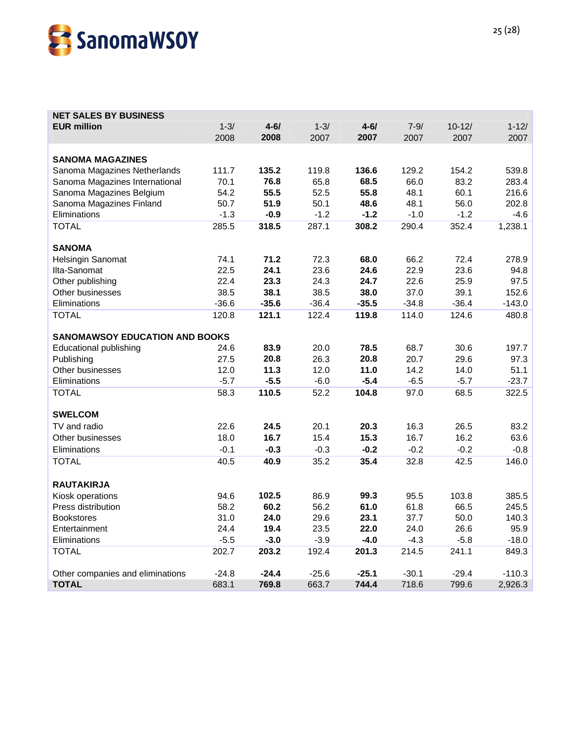| NET SALES BY BUSINESS<br>EUR million | 1-3/<br>2008 | **4-6/<br>2008** | 1-3/<br>2007 | **4-6/<br>2007** | 7-9/<br>2007 | 10-12/<br>2007 | 1-12/<br>2007 |
|---|---|---|---|---|---|---|---|
| **SANOMA MAGAZINES** | | | | | | | |
| Sanoma Magazines Netherlands | 111.7 | **135.2** | 119.8 | **136.6** | 129.2 | 154.2 | 539.8 |
| Sanoma Magazines International | 70.1 | **76.8** | 65.8 | **68.5** | 66.0 | 83.2 | 283.4 |
| Sanoma Magazines Belgium | 54.2 | **55.5** | 52.5 | **55.8** | 48.1 | 60.1 | 216.6 |
| Sanoma Magazines Finland | 50.7 | **51.9** | 50.1 | **48.6** | 48.1 | 56.0 | 202.8 |
| Eliminations | -1.3 | **-0.9** | -1.2 | **-1.2** | -1.0 | -1.2 | -4.6 |
| TOTAL | 285.5 | **318.5** | 287.1 | **308.2** | 290.4 | 352.4 | 1,238.1 |
| **SANOMA** | | | | | | | |
| Helsingin Sanomat | 74.1 | **71.2** | 72.3 | **68.0** | 66.2 | 72.4 | 278.9 |
| Ilta-Sanomat | 22.5 | **24.1** | 23.6 | **24.6** | 22.9 | 23.6 | 94.8 |
| Other publishing | 22.4 | **23.3** | 24.3 | **24.7** | 22.6 | 25.9 | 97.5 |
| Other businesses | 38.5 | **38.1** | 38.5 | **38.0** | 37.0 | 39.1 | 152.6 |
| Eliminations | -36.6 | **-35.6** | -36.4 | **-35.5** | -34.8 | -36.4 | -143.0 |
| TOTAL | 120.8 | **121.1** | 122.4 | **119.8** | 114.0 | 124.6 | 480.8 |
| **SANOMAWSOY EDUCATION AND BOOKS** | | | | | | | |
| Educational publishing | 24.6 | **83.9** | 20.0 | **78.5** | 68.7 | 30.6 | 197.7 |
| Publishing | 27.5 | **20.8** | 26.3 | **20.8** | 20.7 | 29.6 | 97.3 |
| Other businesses | 12.0 | **11.3** | 12.0 | **11.0** | 14.2 | 14.0 | 51.1 |
| Eliminations | -5.7 | **-5.5** | -6.0 | **-5.4** | -6.5 | -5.7 | -23.7 |
| TOTAL | 58.3 | **110.5** | 52.2 | **104.8** | 97.0 | 68.5 | 322.5 |
| **SWELCOM** | | | | | | | |
| TV and radio | 22.6 | **24.5** | 20.1 | **20.3** | 16.3 | 26.5 | 83.2 |
| Other businesses | 18.0 | **16.7** | 15.4 | **15.3** | 16.7 | 16.2 | 63.6 |
| Eliminations | -0.1 | **-0.3** | -0.3 | **-0.2** | -0.2 | -0.2 | -0.8 |
| TOTAL | 40.5 | **40.9** | 35.2 | **35.4** | 32.8 | 42.5 | 146.0 |
| **RAUTAKIRJA** | | | | | | | |
| Kiosk operations | 94.6 | **102.5** | 86.9 | **99.3** | 95.5 | 103.8 | 385.5 |
| Press distribution | 58.2 | **60.2** | 56.2 | **61.0** | 61.8 | 66.5 | 245.5 |
| Bookstores | 31.0 | **24.0** | 29.6 | **23.1** | 37.7 | 50.0 | 140.3 |
| Entertainment | 24.4 | **19.4** | 23.5 | **22.0** | 24.0 | 26.6 | 95.9 |
| Eliminations | -5.5 | **-3.0** | -3.9 | **-4.0** | -4.3 | -5.8 | -18.0 |
| TOTAL | 202.7 | **203.2** | 192.4 | **201.3** | 214.5 | 241.1 | 849.3 |
| Other companies and eliminations | -24.8 | **-24.4** | -25.6 | **-25.1** | -30.1 | -29.4 | -110.3 |
| **TOTAL** | 683.1 | **769.8** | 663.7 | **744.4** | 718.6 | 799.6 | 2,926.3 |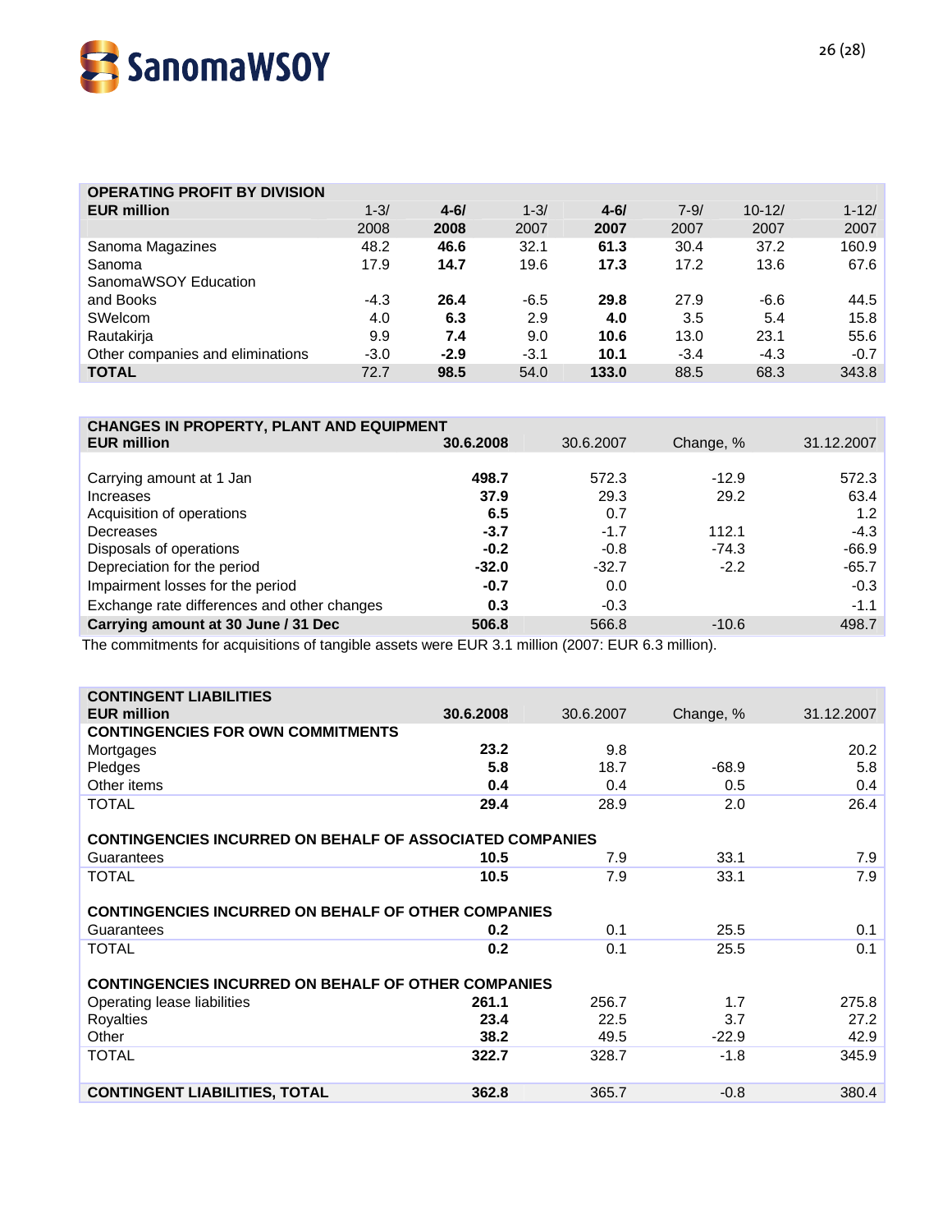## OPERATING PROFIT BY DIVISION

| EUR million | 1-3/ 2008 | **4-6/ 2008** | 1-3/ 2007 | **4-6/ 2007** | 7-9/ 2007 | 10-12/ 2007 | 1-12/ 2007 |
|---|---|---|---|---|---|---|---|
| Sanoma Magazines | 48.2 | **46.6** | 32.1 | **61.3** | 30.4 | 37.2 | 160.9 |
| Sanoma | 17.9 | **14.7** | 19.6 | **17.3** | 17.2 | 13.6 | 67.6 |
| SanomaWSOY Education and Books | -4.3 | **26.4** | -6.5 | **29.8** | 27.9 | -6.6 | 44.5 |
| SWelcom | 4.0 | **6.3** | 2.9 | **4.0** | 3.5 | 5.4 | 15.8 |
| Rautakirja | 9.9 | **7.4** | 9.0 | **10.6** | 13.0 | 23.1 | 55.6 |
| Other companies and eliminations | -3.0 | **-2.9** | -3.1 | **10.1** | -3.4 | -4.3 | -0.7 |
| **TOTAL** | 72.7 | **98.5** | 54.0 | **133.0** | 88.5 | 68.3 | 343.8 |

## CHANGES IN PROPERTY, PLANT AND EQUIPMENT

| EUR million | **30.6.2008** | 30.6.2007 | Change, % | 31.12.2007 |
|---|---|---|---|---|
| Carrying amount at 1 Jan | **498.7** | 572.3 | -12.9 | 572.3 |
| Increases | **37.9** | 29.3 | 29.2 | 63.4 |
| Acquisition of operations | **6.5** | 0.7 | | 1.2 |
| Decreases | **-3.7** | -1.7 | 112.1 | -4.3 |
| Disposals of operations | **-0.2** | -0.8 | -74.3 | -66.9 |
| Depreciation for the period | **-32.0** | -32.7 | -2.2 | -65.7 |
| Impairment losses for the period | **-0.7** | 0.0 | | -0.3 |
| Exchange rate differences and other changes | **0.3** | -0.3 | | -1.1 |
| **Carrying amount at 30 June / 31 Dec** | **506.8** | 566.8 | -10.6 | 498.7 |

The commitments for acquisitions of tangible assets were EUR 3.1 million (2007: EUR 6.3 million).

## CONTINGENT LIABILITIES

| EUR million | **30.6.2008** | 30.6.2007 | Change, % | 31.12.2007 |
|---|---|---|---|---|
| **CONTINGENCIES FOR OWN COMMITMENTS** | | | | |
| Mortgages | **23.2** | 9.8 | | 20.2 |
| Pledges | **5.8** | 18.7 | -68.9 | 5.8 |
| Other items | **0.4** | 0.4 | 0.5 | 0.4 |
| TOTAL | **29.4** | 28.9 | 2.0 | 26.4 |
| **CONTINGENCIES INCURRED ON BEHALF OF ASSOCIATED COMPANIES** | | | | |
| Guarantees | **10.5** | 7.9 | 33.1 | 7.9 |
| TOTAL | **10.5** | 7.9 | 33.1 | 7.9 |
| **CONTINGENCIES INCURRED ON BEHALF OF OTHER COMPANIES** | | | | |
| Guarantees | **0.2** | 0.1 | 25.5 | 0.1 |
| TOTAL | **0.2** | 0.1 | 25.5 | 0.1 |
| **CONTINGENCIES INCURRED ON BEHALF OF OTHER COMPANIES** | | | | |
| Operating lease liabilities | **261.1** | 256.7 | 1.7 | 275.8 |
| Royalties | **23.4** | 22.5 | 3.7 | 27.2 |
| Other | **38.2** | 49.5 | -22.9 | 42.9 |
| TOTAL | **322.7** | 328.7 | -1.8 | 345.9 |
| **CONTINGENT LIABILITIES, TOTAL** | **362.8** | 365.7 | -0.8 | 380.4 |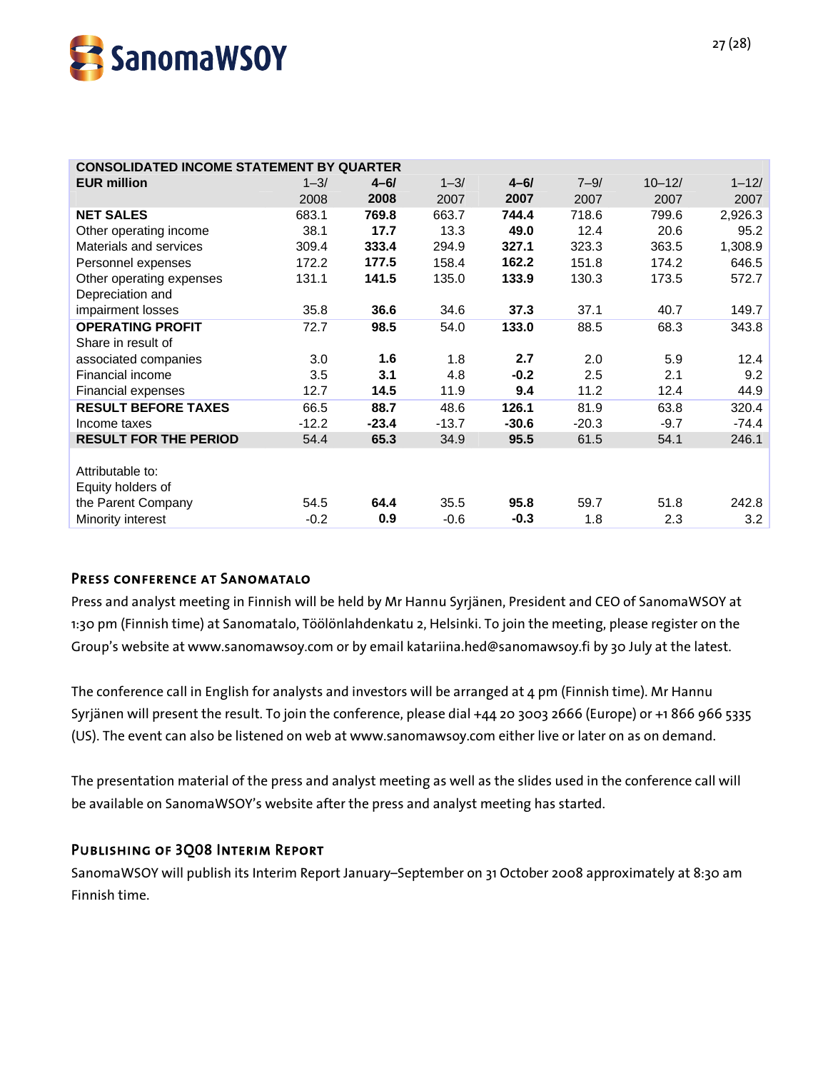| CONSOLIDATED INCOME STATEMENT BY QUARTER | | | | | | | |
|---|---|---|---|---|---|---|---|
| EUR million | 1–3/ 2008 | **4–6/ 2008** | 1–3/ 2007 | **4–6/ 2007** | 7–9/ 2007 | 10–12/ 2007 | 1–12/ 2007 |
| **NET SALES** | 683.1 | **769.8** | 663.7 | **744.4** | 718.6 | 799.6 | 2,926.3 |
| Other operating income | 38.1 | **17.7** | 13.3 | **49.0** | 12.4 | 20.6 | 95.2 |
| Materials and services | 309.4 | **333.4** | 294.9 | **327.1** | 323.3 | 363.5 | 1,308.9 |
| Personnel expenses | 172.2 | **177.5** | 158.4 | **162.2** | 151.8 | 174.2 | 646.5 |
| Other operating expenses | 131.1 | **141.5** | 135.0 | **133.9** | 130.3 | 173.5 | 572.7 |
| Depreciation and impairment losses | 35.8 | **36.6** | 34.6 | **37.3** | 37.1 | 40.7 | 149.7 |
| **OPERATING PROFIT** | 72.7 | **98.5** | 54.0 | **133.0** | 88.5 | 68.3 | 343.8 |
| Share in result of associated companies | 3.0 | **1.6** | 1.8 | **2.7** | 2.0 | 5.9 | 12.4 |
| Financial income | 3.5 | **3.1** | 4.8 | **-0.2** | 2.5 | 2.1 | 9.2 |
| Financial expenses | 12.7 | **14.5** | 11.9 | **9.4** | 11.2 | 12.4 | 44.9 |
| **RESULT BEFORE TAXES** | 66.5 | **88.7** | 48.6 | **126.1** | 81.9 | 63.8 | 320.4 |
| Income taxes | -12.2 | **-23.4** | -13.7 | **-30.6** | -20.3 | -9.7 | -74.4 |
| **RESULT FOR THE PERIOD** | 54.4 | **65.3** | 34.9 | **95.5** | 61.5 | 54.1 | 246.1 |
| Attributable to: | | | | | | | |
| Equity holders of the Parent Company | 54.5 | **64.4** | 35.5 | **95.8** | 59.7 | 51.8 | 242.8 |
| Minority interest | -0.2 | **0.9** | -0.6 | **-0.3** | 1.8 | 2.3 | 3.2 |

## Press conference at Sanomatalo

Press and analyst meeting in Finnish will be held by Mr Hannu Syrjänen, President and CEO of SanomaWSOY at 1:30 pm (Finnish time) at Sanomatalo, Töölönlahdenkatu 2, Helsinki. To join the meeting, please register on the Group's website at www.sanomawsoy.com or by email katariina.hed@sanomawsoy.fi by 30 July at the latest.

The conference call in English for analysts and investors will be arranged at 4 pm (Finnish time). Mr Hannu Syrjänen will present the result. To join the conference, please dial +44 20 3003 2666 (Europe) or +1 866 966 5335 (US). The event can also be listened on web at www.sanomawsoy.com either live or later on as on demand.

The presentation material of the press and analyst meeting as well as the slides used in the conference call will be available on SanomaWSOY's website after the press and analyst meeting has started.

## Publishing of 3Q08 Interim Report

SanomaWSOY will publish its Interim Report January–September on 31 October 2008 approximately at 8:30 am Finnish time.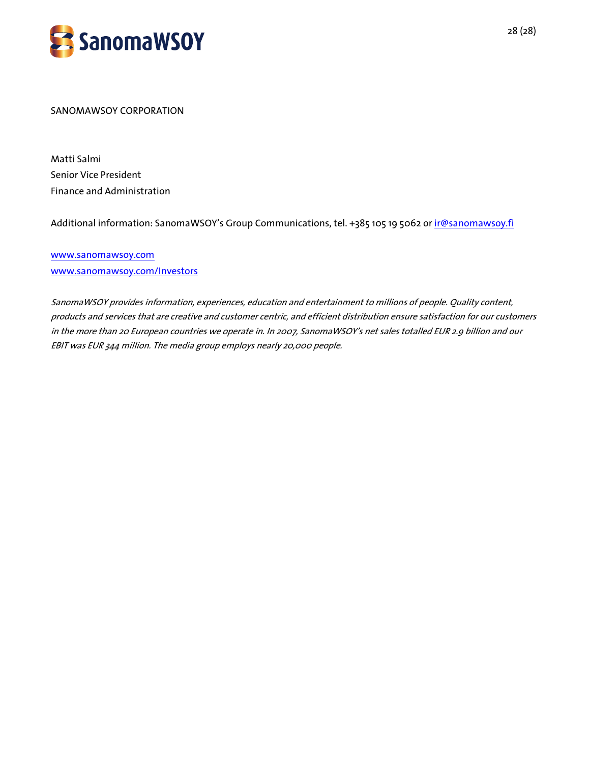SANOMAWSOY CORPORATION

Matti Salmi
Senior Vice President
Finance and Administration

Additional information: SanomaWSOY's Group Communications, tel. +385 105 19 5062 or ir@sanomawsoy.fi

www.sanomawsoy.com
www.sanomawsoy.com/Investors

*SanomaWSOY provides information, experiences, education and entertainment to millions of people. Quality content, products and services that are creative and customer centric, and efficient distribution ensure satisfaction for our customers in the more than 20 European countries we operate in. In 2007, SanomaWSOY's net sales totalled EUR 2.9 billion and our EBIT was EUR 344 million. The media group employs nearly 20,000 people.*